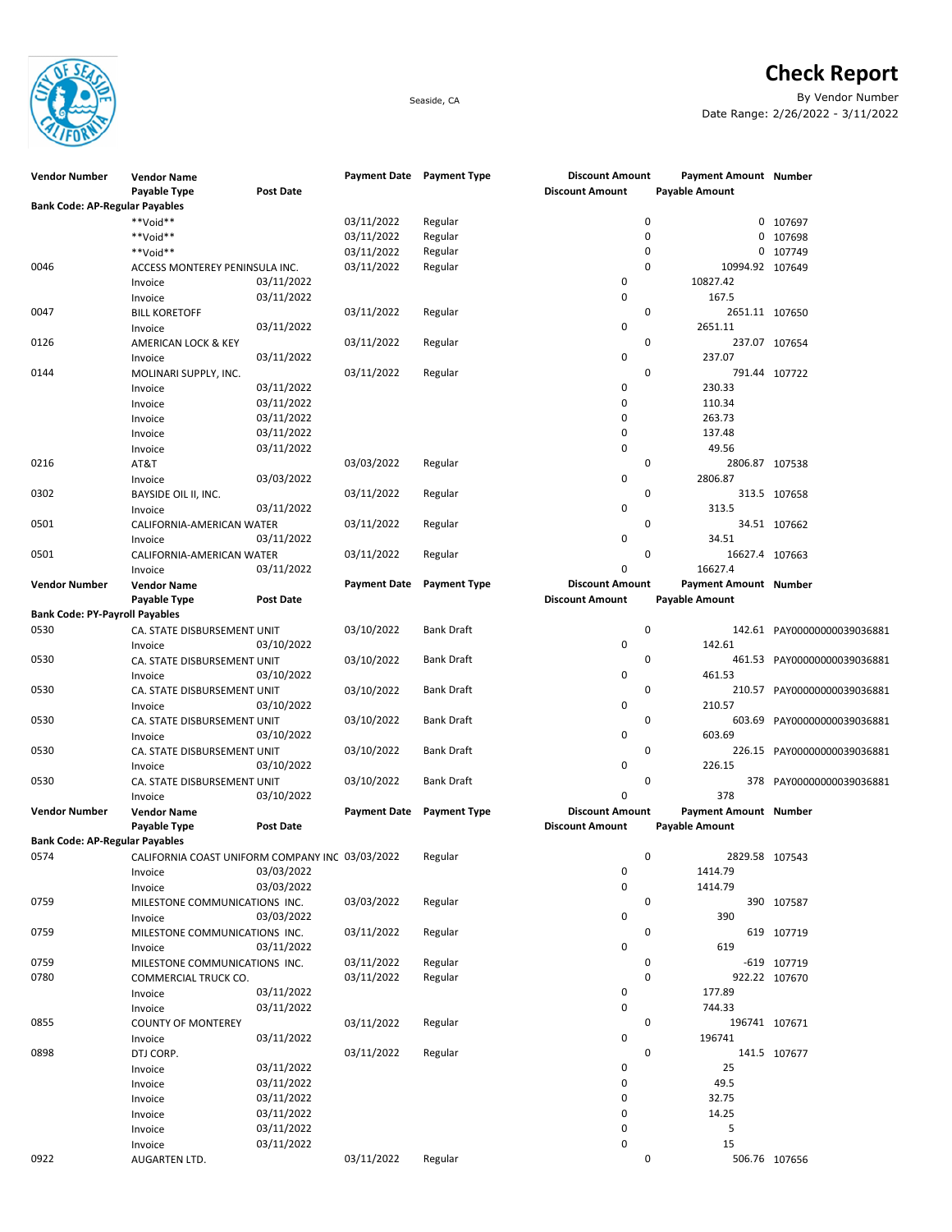# Check Report

Seaside, CA

By Vendor Number
Date Range: 2/26/2022 - 3/11/2022

| Vendor Number | Vendor Name / Payable Type | Post Date | Payment Date | Payment Type | Discount Amount | Payment Amount / Payable Amount | Number |
|---|---|---|---|---|---|---|---|
| **Bank Code: AP-Regular Payables** | | | | | | | |
| | **Void** | | 03/11/2022 | Regular | 0 | 0 | 107697 |
| | **Void** | | 03/11/2022 | Regular | 0 | 0 | 107698 |
| | **Void** | | 03/11/2022 | Regular | 0 | 0 | 107749 |
| 0046 | ACCESS MONTEREY PENINSULA INC. | | 03/11/2022 | Regular | 0 | 10994.92 | 107649 |
| | Invoice | 03/11/2022 | | | 0 | 10827.42 | |
| | Invoice | 03/11/2022 | | | 0 | 167.5 | |
| 0047 | BILL KORETOFF | | 03/11/2022 | Regular | 0 | 2651.11 | 107650 |
| | Invoice | 03/11/2022 | | | 0 | 2651.11 | |
| 0126 | AMERICAN LOCK & KEY | | 03/11/2022 | Regular | 0 | 237.07 | 107654 |
| | Invoice | 03/11/2022 | | | 0 | 237.07 | |
| 0144 | MOLINARI SUPPLY, INC. | | 03/11/2022 | Regular | 0 | 791.44 | 107722 |
| | Invoice | 03/11/2022 | | | 0 | 230.33 | |
| | Invoice | 03/11/2022 | | | 0 | 110.34 | |
| | Invoice | 03/11/2022 | | | 0 | 263.73 | |
| | Invoice | 03/11/2022 | | | 0 | 137.48 | |
| | Invoice | 03/11/2022 | | | 0 | 49.56 | |
| 0216 | AT&T | | 03/03/2022 | Regular | 0 | 2806.87 | 107538 |
| | Invoice | 03/03/2022 | | | 0 | 2806.87 | |
| 0302 | BAYSIDE OIL II, INC. | | 03/11/2022 | Regular | 0 | 313.5 | 107658 |
| | Invoice | 03/11/2022 | | | 0 | 313.5 | |
| 0501 | CALIFORNIA-AMERICAN WATER | | 03/11/2022 | Regular | 0 | 34.51 | 107662 |
| | Invoice | 03/11/2022 | | | 0 | 34.51 | |
| 0501 | CALIFORNIA-AMERICAN WATER | | 03/11/2022 | Regular | 0 | 16627.4 | 107663 |
| | Invoice | 03/11/2022 | | | 0 | 16627.4 | |
| **Bank Code: PY-Payroll Payables** | | | | | | | |
| 0530 | CA. STATE DISBURSEMENT UNIT | | 03/10/2022 | Bank Draft | 0 | 142.61 | PAY00000000039036881 |
| | Invoice | 03/10/2022 | | | 0 | 142.61 | |
| 0530 | CA. STATE DISBURSEMENT UNIT | | 03/10/2022 | Bank Draft | 0 | 461.53 | PAY00000000039036881 |
| | Invoice | 03/10/2022 | | | 0 | 461.53 | |
| 0530 | CA. STATE DISBURSEMENT UNIT | | 03/10/2022 | Bank Draft | 0 | 210.57 | PAY00000000039036881 |
| | Invoice | 03/10/2022 | | | 0 | 210.57 | |
| 0530 | CA. STATE DISBURSEMENT UNIT | | 03/10/2022 | Bank Draft | 0 | 603.69 | PAY00000000039036881 |
| | Invoice | 03/10/2022 | | | 0 | 603.69 | |
| 0530 | CA. STATE DISBURSEMENT UNIT | | 03/10/2022 | Bank Draft | 0 | 226.15 | PAY00000000039036881 |
| | Invoice | 03/10/2022 | | | 0 | 226.15 | |
| 0530 | CA. STATE DISBURSEMENT UNIT | | 03/10/2022 | Bank Draft | 0 | 378 | PAY00000000039036881 |
| | Invoice | 03/10/2022 | | | 0 | 378 | |
| **Bank Code: AP-Regular Payables** | | | | | | | |
| 0574 | CALIFORNIA COAST UNIFORM COMPANY INC | | 03/03/2022 | Regular | 0 | 2829.58 | 107543 |
| | Invoice | 03/03/2022 | | | 0 | 1414.79 | |
| | Invoice | 03/03/2022 | | | 0 | 1414.79 | |
| 0759 | MILESTONE COMMUNICATIONS INC. | | 03/03/2022 | Regular | 0 | 390 | 107587 |
| | Invoice | 03/03/2022 | | | 0 | 390 | |
| 0759 | MILESTONE COMMUNICATIONS INC. | | 03/11/2022 | Regular | 0 | 619 | 107719 |
| | Invoice | 03/11/2022 | | | 0 | 619 | |
| 0759 | MILESTONE COMMUNICATIONS INC. | | 03/11/2022 | Regular | 0 | -619 | 107719 |
| 0780 | COMMERCIAL TRUCK CO. | | 03/11/2022 | Regular | 0 | 922.22 | 107670 |
| | Invoice | 03/11/2022 | | | 0 | 177.89 | |
| | Invoice | 03/11/2022 | | | 0 | 744.33 | |
| 0855 | COUNTY OF MONTEREY | | 03/11/2022 | Regular | 0 | 196741 | 107671 |
| | Invoice | 03/11/2022 | | | 0 | 196741 | |
| 0898 | DTJ CORP. | | 03/11/2022 | Regular | 0 | 141.5 | 107677 |
| | Invoice | 03/11/2022 | | | 0 | 25 | |
| | Invoice | 03/11/2022 | | | 0 | 49.5 | |
| | Invoice | 03/11/2022 | | | 0 | 32.75 | |
| | Invoice | 03/11/2022 | | | 0 | 14.25 | |
| | Invoice | 03/11/2022 | | | 0 | 5 | |
| | Invoice | 03/11/2022 | | | 0 | 15 | |
| 0922 | AUGARTEN LTD. | | 03/11/2022 | Regular | 0 | 506.76 | 107656 |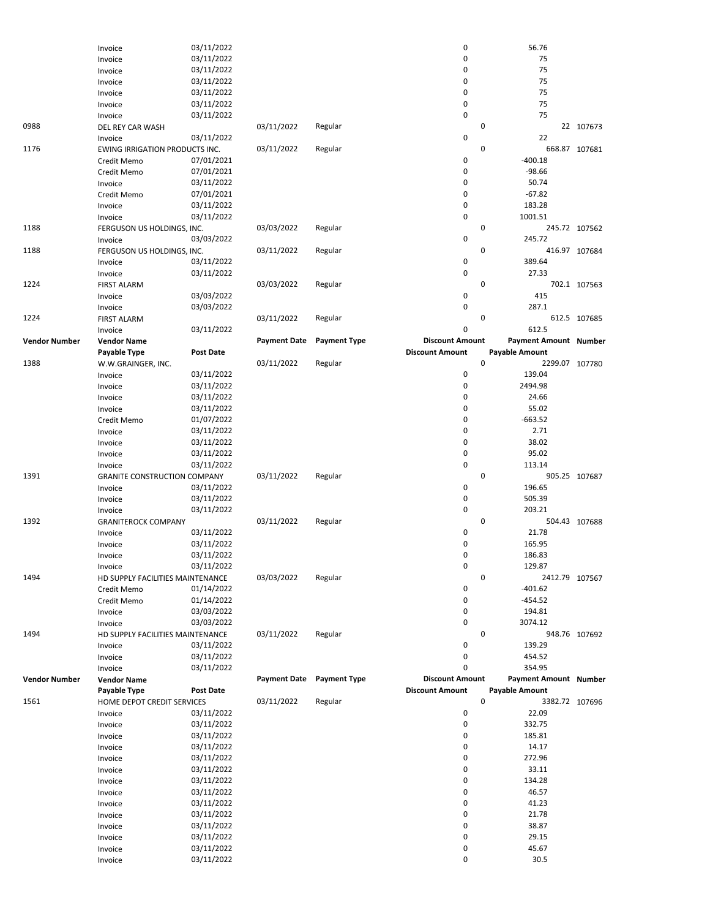| Vendor Number | Vendor Name | Payment Date | Payment Type | Discount Amount | Payment Amount | Number |
|---|---|---|---|---|---|---|
| | Payable Type | Post Date | | Discount Amount | Payable Amount | |
| | Invoice | 03/11/2022 | | 0 | 56.76 | |
| | Invoice | 03/11/2022 | | 0 | 75 | |
| | Invoice | 03/11/2022 | | 0 | 75 | |
| | Invoice | 03/11/2022 | | 0 | 75 | |
| | Invoice | 03/11/2022 | | 0 | 75 | |
| | Invoice | 03/11/2022 | | 0 | 75 | |
| | Invoice | 03/11/2022 | | 0 | 75 | |
| 0988 | DEL REY CAR WASH | 03/11/2022 | Regular | 0 | 22 | 107673 |
| | Invoice | 03/11/2022 | | 0 | 22 | |
| 1176 | EWING IRRIGATION PRODUCTS INC. | 03/11/2022 | Regular | 0 | 668.87 | 107681 |
| | Credit Memo | 07/01/2021 | | 0 | -400.18 | |
| | Credit Memo | 07/01/2021 | | 0 | -98.66 | |
| | Invoice | 03/11/2022 | | 0 | 50.74 | |
| | Credit Memo | 07/01/2021 | | 0 | -67.82 | |
| | Invoice | 03/11/2022 | | 0 | 183.28 | |
| | Invoice | 03/11/2022 | | 0 | 1001.51 | |
| 1188 | FERGUSON US HOLDINGS, INC. | 03/03/2022 | Regular | 0 | 245.72 | 107562 |
| | Invoice | 03/03/2022 | | 0 | 245.72 | |
| 1188 | FERGUSON US HOLDINGS, INC. | 03/11/2022 | Regular | 0 | 416.97 | 107684 |
| | Invoice | 03/11/2022 | | 0 | 389.64 | |
| | Invoice | 03/11/2022 | | 0 | 27.33 | |
| 1224 | FIRST ALARM | 03/03/2022 | Regular | 0 | 702.1 | 107563 |
| | Invoice | 03/03/2022 | | 0 | 415 | |
| | Invoice | 03/03/2022 | | 0 | 287.1 | |
| 1224 | FIRST ALARM | 03/11/2022 | Regular | 0 | 612.5 | 107685 |
| | Invoice | 03/11/2022 | | 0 | 612.5 | |

| Vendor Number | Vendor Name | Payment Date | Payment Type | Discount Amount | Payment Amount | Number |
|---|---|---|---|---|---|---|
| | Payable Type | Post Date | | Discount Amount | Payable Amount | |
| 1388 | W.W.GRAINGER, INC. | 03/11/2022 | Regular | 0 | 2299.07 | 107780 |
| | Invoice | 03/11/2022 | | 0 | 139.04 | |
| | Invoice | 03/11/2022 | | 0 | 2494.98 | |
| | Invoice | 03/11/2022 | | 0 | 24.66 | |
| | Invoice | 03/11/2022 | | 0 | 55.02 | |
| | Credit Memo | 01/07/2022 | | 0 | -663.52 | |
| | Invoice | 03/11/2022 | | 0 | 2.71 | |
| | Invoice | 03/11/2022 | | 0 | 38.02 | |
| | Invoice | 03/11/2022 | | 0 | 95.02 | |
| | Invoice | 03/11/2022 | | 0 | 113.14 | |
| 1391 | GRANITE CONSTRUCTION COMPANY | 03/11/2022 | Regular | 0 | 905.25 | 107687 |
| | Invoice | 03/11/2022 | | 0 | 196.65 | |
| | Invoice | 03/11/2022 | | 0 | 505.39 | |
| | Invoice | 03/11/2022 | | 0 | 203.21 | |
| 1392 | GRANITEROCK COMPANY | 03/11/2022 | Regular | 0 | 504.43 | 107688 |
| | Invoice | 03/11/2022 | | 0 | 21.78 | |
| | Invoice | 03/11/2022 | | 0 | 165.95 | |
| | Invoice | 03/11/2022 | | 0 | 186.83 | |
| | Invoice | 03/11/2022 | | 0 | 129.87 | |
| 1494 | HD SUPPLY FACILITIES MAINTENANCE | 03/03/2022 | Regular | 0 | 2412.79 | 107567 |
| | Credit Memo | 01/14/2022 | | 0 | -401.62 | |
| | Credit Memo | 01/14/2022 | | 0 | -454.52 | |
| | Invoice | 03/03/2022 | | 0 | 194.81 | |
| | Invoice | 03/03/2022 | | 0 | 3074.12 | |
| 1494 | HD SUPPLY FACILITIES MAINTENANCE | 03/11/2022 | Regular | 0 | 948.76 | 107692 |
| | Invoice | 03/11/2022 | | 0 | 139.29 | |
| | Invoice | 03/11/2022 | | 0 | 454.52 | |
| | Invoice | 03/11/2022 | | 0 | 354.95 | |

| Vendor Number | Vendor Name | Payment Date | Payment Type | Discount Amount | Payment Amount | Number |
|---|---|---|---|---|---|---|
| | Payable Type | Post Date | | Discount Amount | Payable Amount | |
| 1561 | HOME DEPOT CREDIT SERVICES | 03/11/2022 | Regular | 0 | 3382.72 | 107696 |
| | Invoice | 03/11/2022 | | 0 | 22.09 | |
| | Invoice | 03/11/2022 | | 0 | 332.75 | |
| | Invoice | 03/11/2022 | | 0 | 185.81 | |
| | Invoice | 03/11/2022 | | 0 | 14.17 | |
| | Invoice | 03/11/2022 | | 0 | 272.96 | |
| | Invoice | 03/11/2022 | | 0 | 33.11 | |
| | Invoice | 03/11/2022 | | 0 | 134.28 | |
| | Invoice | 03/11/2022 | | 0 | 46.57 | |
| | Invoice | 03/11/2022 | | 0 | 41.23 | |
| | Invoice | 03/11/2022 | | 0 | 21.78 | |
| | Invoice | 03/11/2022 | | 0 | 38.87 | |
| | Invoice | 03/11/2022 | | 0 | 29.15 | |
| | Invoice | 03/11/2022 | | 0 | 45.67 | |
| | Invoice | 03/11/2022 | | 0 | 30.5 | |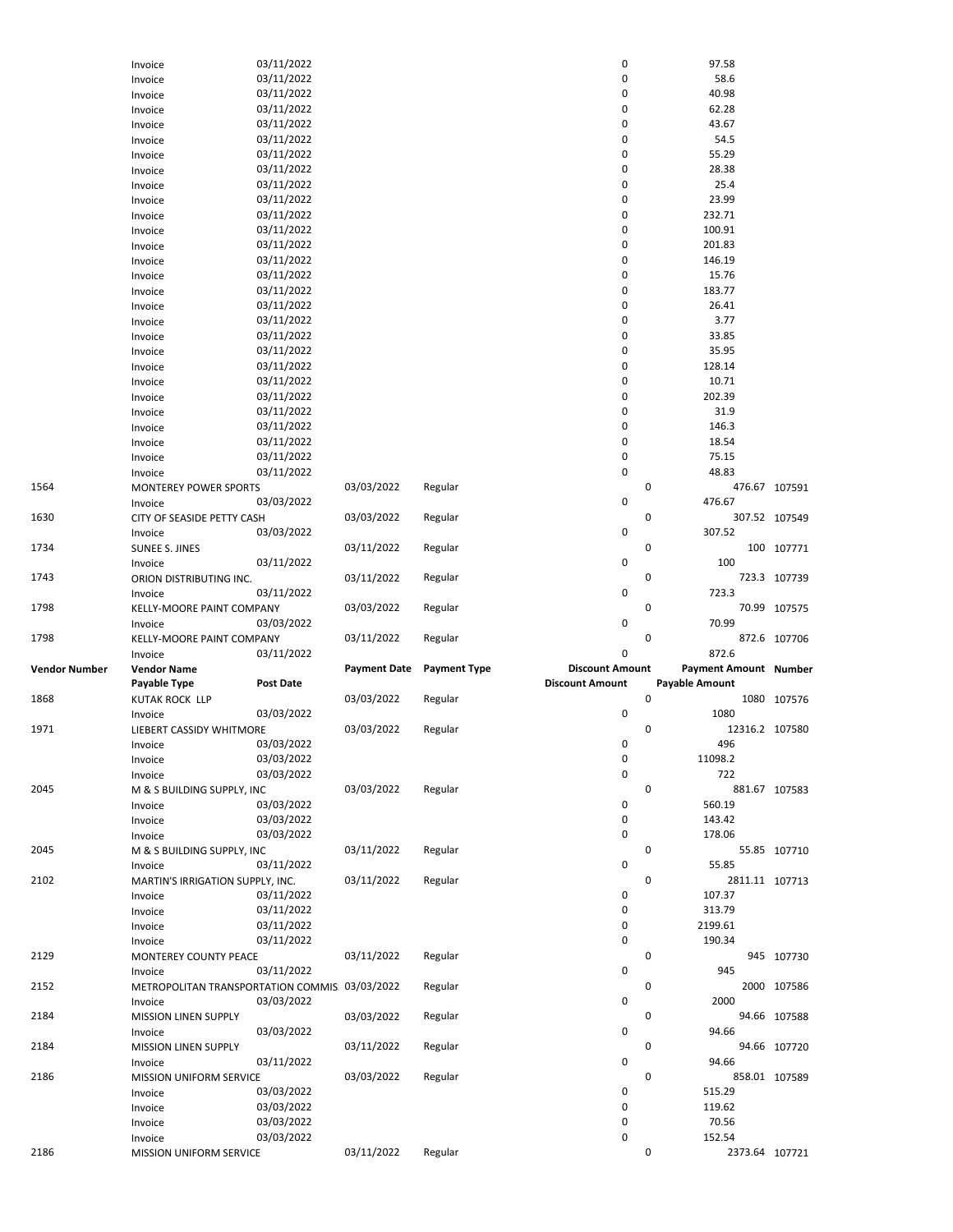| Vendor Number | Vendor Name | | Payment Date | Payment Type | Discount Amount | Payment Amount | Number |
|---|---|---|---|---|---|---|---|
| | Payable Type | Post Date | | | Discount Amount | Payable Amount | |
| | Invoice | 03/11/2022 | | | 0 | 97.58 | |
| | Invoice | 03/11/2022 | | | 0 | 58.6 | |
| | Invoice | 03/11/2022 | | | 0 | 40.98 | |
| | Invoice | 03/11/2022 | | | 0 | 62.28 | |
| | Invoice | 03/11/2022 | | | 0 | 43.67 | |
| | Invoice | 03/11/2022 | | | 0 | 54.5 | |
| | Invoice | 03/11/2022 | | | 0 | 55.29 | |
| | Invoice | 03/11/2022 | | | 0 | 28.38 | |
| | Invoice | 03/11/2022 | | | 0 | 25.4 | |
| | Invoice | 03/11/2022 | | | 0 | 23.99 | |
| | Invoice | 03/11/2022 | | | 0 | 232.71 | |
| | Invoice | 03/11/2022 | | | 0 | 100.91 | |
| | Invoice | 03/11/2022 | | | 0 | 201.83 | |
| | Invoice | 03/11/2022 | | | 0 | 146.19 | |
| | Invoice | 03/11/2022 | | | 0 | 15.76 | |
| | Invoice | 03/11/2022 | | | 0 | 183.77 | |
| | Invoice | 03/11/2022 | | | 0 | 26.41 | |
| | Invoice | 03/11/2022 | | | 0 | 3.77 | |
| | Invoice | 03/11/2022 | | | 0 | 33.85 | |
| | Invoice | 03/11/2022 | | | 0 | 35.95 | |
| | Invoice | 03/11/2022 | | | 0 | 128.14 | |
| | Invoice | 03/11/2022 | | | 0 | 10.71 | |
| | Invoice | 03/11/2022 | | | 0 | 202.39 | |
| | Invoice | 03/11/2022 | | | 0 | 31.9 | |
| | Invoice | 03/11/2022 | | | 0 | 146.3 | |
| | Invoice | 03/11/2022 | | | 0 | 18.54 | |
| | Invoice | 03/11/2022 | | | 0 | 75.15 | |
| | Invoice | 03/11/2022 | | | 0 | 48.83 | |
| 1564 | MONTEREY POWER SPORTS | | 03/03/2022 | Regular | 0 | 476.67 | 107591 |
| | Invoice | 03/03/2022 | | | 0 | 476.67 | |
| 1630 | CITY OF SEASIDE PETTY CASH | | 03/03/2022 | Regular | 0 | 307.52 | 107549 |
| | Invoice | 03/03/2022 | | | 0 | 307.52 | |
| 1734 | SUNEE S. JINES | | 03/11/2022 | Regular | 0 | 100 | 107771 |
| | Invoice | 03/11/2022 | | | 0 | 100 | |
| 1743 | ORION DISTRIBUTING INC. | | 03/11/2022 | Regular | 0 | 723.3 | 107739 |
| | Invoice | 03/11/2022 | | | 0 | 723.3 | |
| 1798 | KELLY-MOORE PAINT COMPANY | | 03/03/2022 | Regular | 0 | 70.99 | 107575 |
| | Invoice | 03/03/2022 | | | 0 | 70.99 | |
| 1798 | KELLY-MOORE PAINT COMPANY | | 03/11/2022 | Regular | 0 | 872.6 | 107706 |
| | Invoice | 03/11/2022 | | | 0 | 872.6 | |
| 1868 | KUTAK ROCK LLP | | 03/03/2022 | Regular | 0 | 1080 | 107576 |
| | Invoice | 03/03/2022 | | | 0 | 1080 | |
| 1971 | LIEBERT CASSIDY WHITMORE | | 03/03/2022 | Regular | 0 | 12316.2 | 107580 |
| | Invoice | 03/03/2022 | | | 0 | 496 | |
| | Invoice | 03/03/2022 | | | 0 | 11098.2 | |
| | Invoice | 03/03/2022 | | | 0 | 722 | |
| 2045 | M & S BUILDING SUPPLY, INC | | 03/03/2022 | Regular | 0 | 881.67 | 107583 |
| | Invoice | 03/03/2022 | | | 0 | 560.19 | |
| | Invoice | 03/03/2022 | | | 0 | 143.42 | |
| | Invoice | 03/03/2022 | | | 0 | 178.06 | |
| 2045 | M & S BUILDING SUPPLY, INC | | 03/11/2022 | Regular | 0 | 55.85 | 107710 |
| | Invoice | 03/11/2022 | | | 0 | 55.85 | |
| 2102 | MARTIN'S IRRIGATION SUPPLY, INC. | | 03/11/2022 | Regular | 0 | 2811.11 | 107713 |
| | Invoice | 03/11/2022 | | | 0 | 107.37 | |
| | Invoice | 03/11/2022 | | | 0 | 313.79 | |
| | Invoice | 03/11/2022 | | | 0 | 2199.61 | |
| | Invoice | 03/11/2022 | | | 0 | 190.34 | |
| 2129 | MONTEREY COUNTY PEACE | | 03/11/2022 | Regular | 0 | 945 | 107730 |
| | Invoice | 03/11/2022 | | | 0 | 945 | |
| 2152 | METROPOLITAN TRANSPORTATION COMMIS | | 03/03/2022 | Regular | 0 | 2000 | 107586 |
| | Invoice | 03/03/2022 | | | 0 | 2000 | |
| 2184 | MISSION LINEN SUPPLY | | 03/03/2022 | Regular | 0 | 94.66 | 107588 |
| | Invoice | 03/03/2022 | | | 0 | 94.66 | |
| 2184 | MISSION LINEN SUPPLY | | 03/11/2022 | Regular | 0 | 94.66 | 107720 |
| | Invoice | 03/11/2022 | | | 0 | 94.66 | |
| 2186 | MISSION UNIFORM SERVICE | | 03/03/2022 | Regular | 0 | 858.01 | 107589 |
| | Invoice | 03/03/2022 | | | 0 | 515.29 | |
| | Invoice | 03/03/2022 | | | 0 | 119.62 | |
| | Invoice | 03/03/2022 | | | 0 | 70.56 | |
| | Invoice | 03/03/2022 | | | 0 | 152.54 | |
| 2186 | MISSION UNIFORM SERVICE | | 03/11/2022 | Regular | 0 | 2373.64 | 107721 |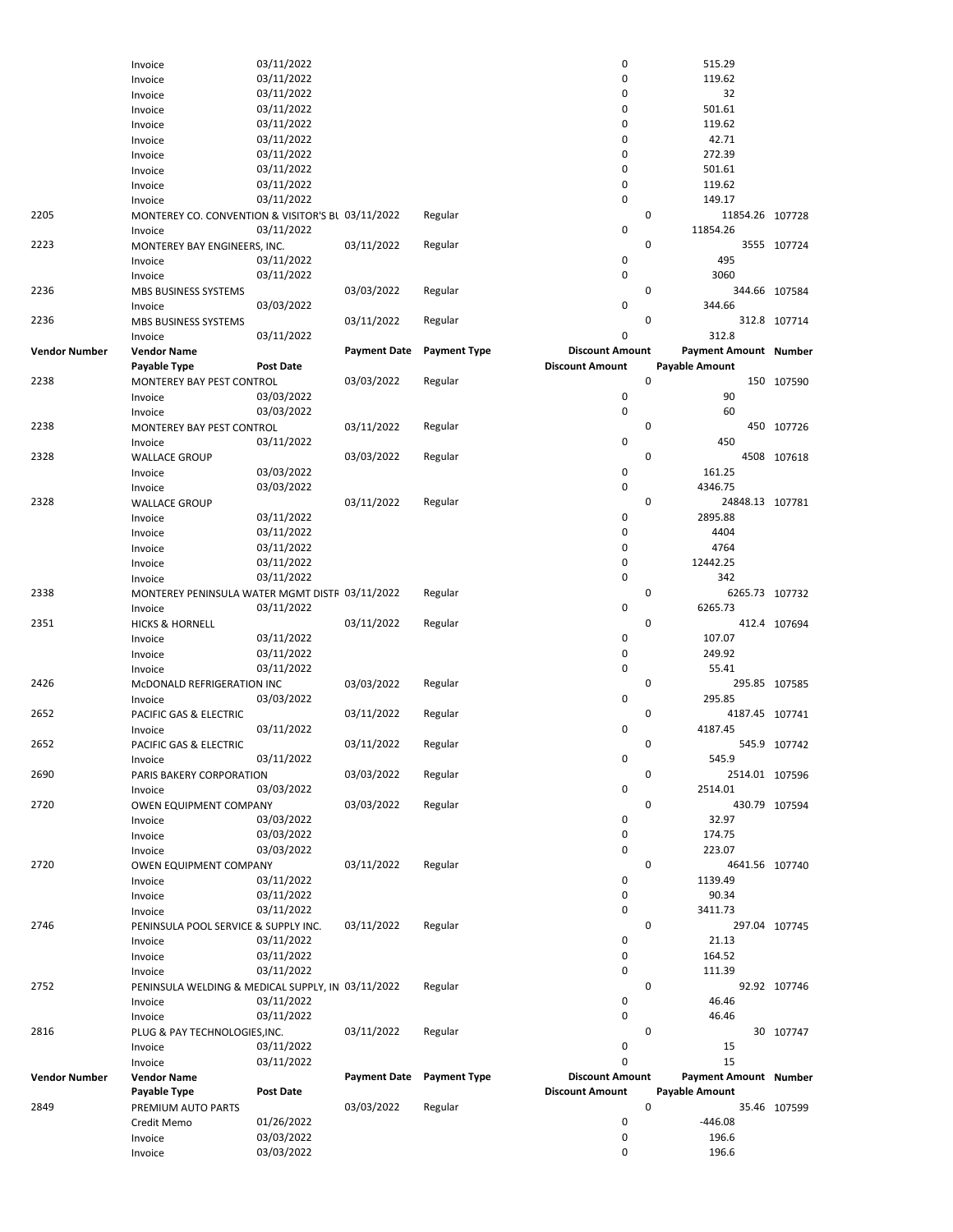| Vendor Number | Vendor Name | | Payment Date | Payment Type | Discount Amount | Payment Amount | Number |
|---|---|---|---|---|---|---|---|
| | Payable Type | Post Date | | | Discount Amount | Payable Amount | |
| | Invoice | 03/11/2022 | | | 0 | 515.29 | |
| | Invoice | 03/11/2022 | | | 0 | 119.62 | |
| | Invoice | 03/11/2022 | | | 0 | 32 | |
| | Invoice | 03/11/2022 | | | 0 | 501.61 | |
| | Invoice | 03/11/2022 | | | 0 | 119.62 | |
| | Invoice | 03/11/2022 | | | 0 | 42.71 | |
| | Invoice | 03/11/2022 | | | 0 | 272.39 | |
| | Invoice | 03/11/2022 | | | 0 | 501.61 | |
| | Invoice | 03/11/2022 | | | 0 | 119.62 | |
| | Invoice | 03/11/2022 | | | 0 | 149.17 | |
| 2205 | MONTEREY CO. CONVENTION & VISITOR'S BU | | 03/11/2022 | Regular | 0 | 11854.26 | 107728 |
| | Invoice | 03/11/2022 | | | 0 | 11854.26 | |
| 2223 | MONTEREY BAY ENGINEERS, INC. | | 03/11/2022 | Regular | 0 | 3555 | 107724 |
| | Invoice | 03/11/2022 | | | 0 | 495 | |
| | Invoice | 03/11/2022 | | | 0 | 3060 | |
| 2236 | MBS BUSINESS SYSTEMS | | 03/03/2022 | Regular | 0 | 344.66 | 107584 |
| | Invoice | 03/03/2022 | | | 0 | 344.66 | |
| 2236 | MBS BUSINESS SYSTEMS | | 03/11/2022 | Regular | 0 | 312.8 | 107714 |
| | Invoice | 03/11/2022 | | | 0 | 312.8 | |
| **Vendor Number** | **Vendor Name** | | **Payment Date** | **Payment Type** | **Discount Amount** | **Payment Amount** | **Number** |
| | **Payable Type** | **Post Date** | | | **Discount Amount** | **Payable Amount** | |
| 2238 | MONTEREY BAY PEST CONTROL | | 03/03/2022 | Regular | 0 | 150 | 107590 |
| | Invoice | 03/03/2022 | | | 0 | 90 | |
| | Invoice | 03/03/2022 | | | 0 | 60 | |
| 2238 | MONTEREY BAY PEST CONTROL | | 03/11/2022 | Regular | 0 | 450 | 107726 |
| | Invoice | 03/11/2022 | | | 0 | 450 | |
| 2328 | WALLACE GROUP | | 03/03/2022 | Regular | 0 | 4508 | 107618 |
| | Invoice | 03/03/2022 | | | 0 | 161.25 | |
| | Invoice | 03/03/2022 | | | 0 | 4346.75 | |
| 2328 | WALLACE GROUP | | 03/11/2022 | Regular | 0 | 24848.13 | 107781 |
| | Invoice | 03/11/2022 | | | 0 | 2895.88 | |
| | Invoice | 03/11/2022 | | | 0 | 4404 | |
| | Invoice | 03/11/2022 | | | 0 | 4764 | |
| | Invoice | 03/11/2022 | | | 0 | 12442.25 | |
| | Invoice | 03/11/2022 | | | 0 | 342 | |
| 2338 | MONTEREY PENINSULA WATER MGMT DISTR | | 03/11/2022 | Regular | 0 | 6265.73 | 107732 |
| | Invoice | 03/11/2022 | | | 0 | 6265.73 | |
| 2351 | HICKS & HORNELL | | 03/11/2022 | Regular | 0 | 412.4 | 107694 |
| | Invoice | 03/11/2022 | | | 0 | 107.07 | |
| | Invoice | 03/11/2022 | | | 0 | 249.92 | |
| | Invoice | 03/11/2022 | | | 0 | 55.41 | |
| 2426 | McDONALD REFRIGERATION INC | | 03/03/2022 | Regular | 0 | 295.85 | 107585 |
| | Invoice | 03/03/2022 | | | 0 | 295.85 | |
| 2652 | PACIFIC GAS & ELECTRIC | | 03/11/2022 | Regular | 0 | 4187.45 | 107741 |
| | Invoice | 03/11/2022 | | | 0 | 4187.45 | |
| 2652 | PACIFIC GAS & ELECTRIC | | 03/11/2022 | Regular | 0 | 545.9 | 107742 |
| | Invoice | 03/11/2022 | | | 0 | 545.9 | |
| 2690 | PARIS BAKERY CORPORATION | | 03/03/2022 | Regular | 0 | 2514.01 | 107596 |
| | Invoice | 03/03/2022 | | | 0 | 2514.01 | |
| 2720 | OWEN EQUIPMENT COMPANY | | 03/03/2022 | Regular | 0 | 430.79 | 107594 |
| | Invoice | 03/03/2022 | | | 0 | 32.97 | |
| | Invoice | 03/03/2022 | | | 0 | 174.75 | |
| | Invoice | 03/03/2022 | | | 0 | 223.07 | |
| 2720 | OWEN EQUIPMENT COMPANY | | 03/11/2022 | Regular | 0 | 4641.56 | 107740 |
| | Invoice | 03/11/2022 | | | 0 | 1139.49 | |
| | Invoice | 03/11/2022 | | | 0 | 90.34 | |
| | Invoice | 03/11/2022 | | | 0 | 3411.73 | |
| 2746 | PENINSULA POOL SERVICE & SUPPLY INC. | | 03/11/2022 | Regular | 0 | 297.04 | 107745 |
| | Invoice | 03/11/2022 | | | 0 | 21.13 | |
| | Invoice | 03/11/2022 | | | 0 | 164.52 | |
| | Invoice | 03/11/2022 | | | 0 | 111.39 | |
| 2752 | PENINSULA WELDING & MEDICAL SUPPLY, IN | | 03/11/2022 | Regular | 0 | 92.92 | 107746 |
| | Invoice | 03/11/2022 | | | 0 | 46.46 | |
| | Invoice | 03/11/2022 | | | 0 | 46.46 | |
| 2816 | PLUG & PAY TECHNOLOGIES,INC. | | 03/11/2022 | Regular | 0 | 30 | 107747 |
| | Invoice | 03/11/2022 | | | 0 | 15 | |
| | Invoice | 03/11/2022 | | | 0 | 15 | |
| **Vendor Number** | **Vendor Name** | | **Payment Date** | **Payment Type** | **Discount Amount** | **Payment Amount** | **Number** |
| | **Payable Type** | **Post Date** | | | **Discount Amount** | **Payable Amount** | |
| 2849 | PREMIUM AUTO PARTS | | 03/03/2022 | Regular | 0 | 35.46 | 107599 |
| | Credit Memo | 01/26/2022 | | | 0 | -446.08 | |
| | Invoice | 03/03/2022 | | | 0 | 196.6 | |
| | Invoice | 03/03/2022 | | | 0 | 196.6 | |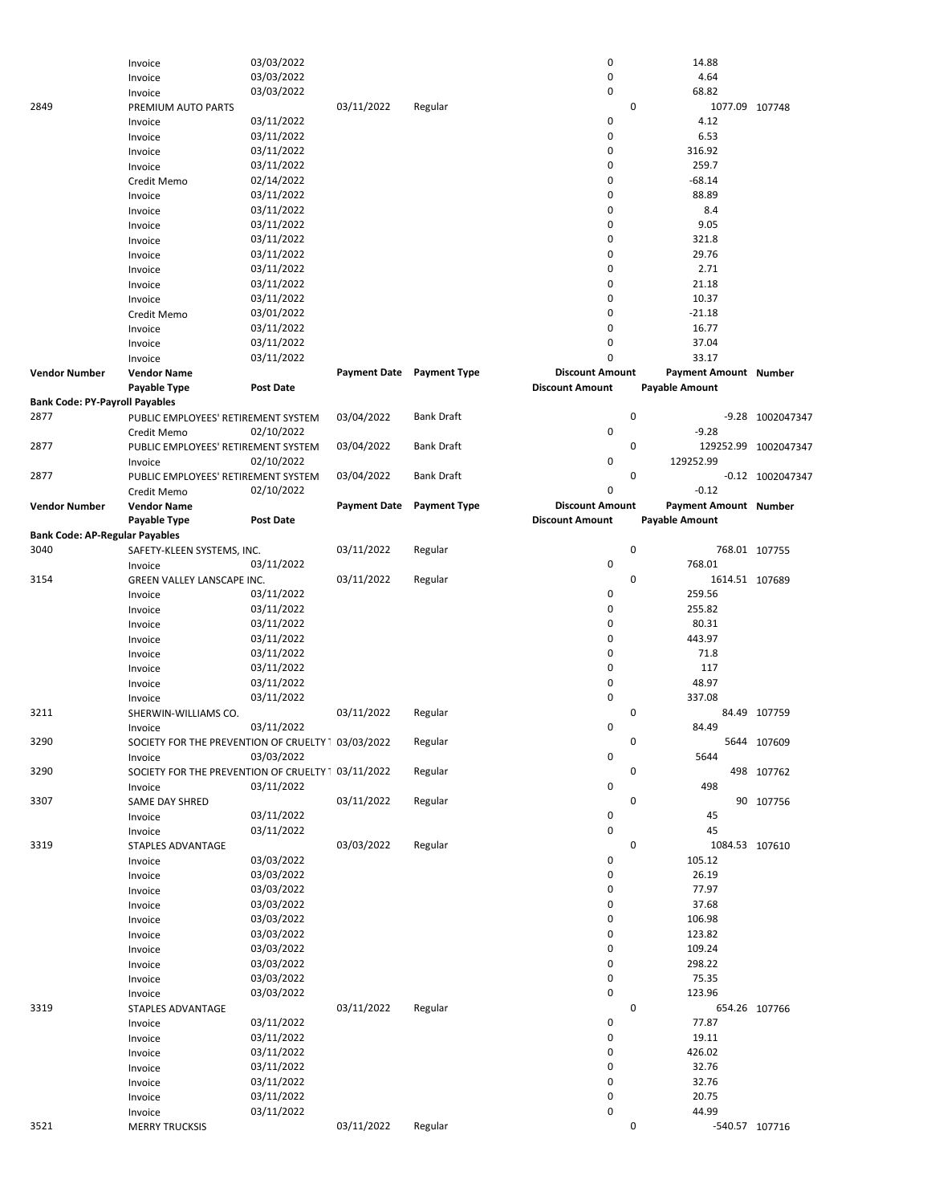| Vendor Number | Vendor Name | Post Date | Payment Date | Payment Type | Discount Amount | Payment Amount | Number |
|---|---|---|---|---|---|---|---|
| | Invoice | 03/03/2022 | | | 0 | 14.88 | |
| | Invoice | 03/03/2022 | | | 0 | 4.64 | |
| | Invoice | 03/03/2022 | | | 0 | 68.82 | |
| 2849 | PREMIUM AUTO PARTS | | 03/11/2022 | Regular | 0 | 1077.09 | 107748 |
| | Invoice | 03/11/2022 | | | 0 | 4.12 | |
| | Invoice | 03/11/2022 | | | 0 | 6.53 | |
| | Invoice | 03/11/2022 | | | 0 | 316.92 | |
| | Invoice | 03/11/2022 | | | 0 | 259.7 | |
| | Credit Memo | 02/14/2022 | | | 0 | -68.14 | |
| | Invoice | 03/11/2022 | | | 0 | 88.89 | |
| | Invoice | 03/11/2022 | | | 0 | 8.4 | |
| | Invoice | 03/11/2022 | | | 0 | 9.05 | |
| | Invoice | 03/11/2022 | | | 0 | 321.8 | |
| | Invoice | 03/11/2022 | | | 0 | 29.76 | |
| | Invoice | 03/11/2022 | | | 0 | 2.71 | |
| | Invoice | 03/11/2022 | | | 0 | 21.18 | |
| | Invoice | 03/11/2022 | | | 0 | 10.37 | |
| | Credit Memo | 03/01/2022 | | | 0 | -21.18 | |
| | Invoice | 03/11/2022 | | | 0 | 16.77 | |
| | Invoice | 03/11/2022 | | | 0 | 37.04 | |
| | Invoice | 03/11/2022 | | | 0 | 33.17 | |

| Vendor Number | Vendor Name | Post Date | Payment Date | Payment Type | Discount Amount | Payment Amount | Number |
|---|---|---|---|---|---|---|---|
| | **Payable Type** | **Post Date** | | | **Discount Amount** | **Payable Amount** | |
| **Bank Code: PY-Payroll Payables** | | | | | | | |
| 2877 | PUBLIC EMPLOYEES' RETIREMENT SYSTEM | | 03/04/2022 | Bank Draft | 0 | -9.28 | 1002047347 |
| | Credit Memo | 02/10/2022 | | | 0 | -9.28 | |
| 2877 | PUBLIC EMPLOYEES' RETIREMENT SYSTEM | | 03/04/2022 | Bank Draft | 0 | 129252.99 | 1002047347 |
| | Invoice | 02/10/2022 | | | 0 | 129252.99 | |
| 2877 | PUBLIC EMPLOYEES' RETIREMENT SYSTEM | | 03/04/2022 | Bank Draft | 0 | -0.12 | 1002047347 |
| | Credit Memo | 02/10/2022 | | | 0 | -0.12 | |

| Vendor Number | Vendor Name | Post Date | Payment Date | Payment Type | Discount Amount | Payment Amount | Number |
|---|---|---|---|---|---|---|---|
| | **Payable Type** | **Post Date** | | | **Discount Amount** | **Payable Amount** | |
| **Bank Code: AP-Regular Payables** | | | | | | | |
| 3040 | SAFETY-KLEEN SYSTEMS, INC. | | 03/11/2022 | Regular | 0 | 768.01 | 107755 |
| | Invoice | 03/11/2022 | | | 0 | 768.01 | |
| 3154 | GREEN VALLEY LANSCAPE INC. | | 03/11/2022 | Regular | 0 | 1614.51 | 107689 |
| | Invoice | 03/11/2022 | | | 0 | 259.56 | |
| | Invoice | 03/11/2022 | | | 0 | 255.82 | |
| | Invoice | 03/11/2022 | | | 0 | 80.31 | |
| | Invoice | 03/11/2022 | | | 0 | 443.97 | |
| | Invoice | 03/11/2022 | | | 0 | 71.8 | |
| | Invoice | 03/11/2022 | | | 0 | 117 | |
| | Invoice | 03/11/2022 | | | 0 | 48.97 | |
| | Invoice | 03/11/2022 | | | 0 | 337.08 | |
| 3211 | SHERWIN-WILLIAMS CO. | | 03/11/2022 | Regular | 0 | 84.49 | 107759 |
| | Invoice | 03/11/2022 | | | 0 | 84.49 | |
| 3290 | SOCIETY FOR THE PREVENTION OF CRUELTY T | | 03/03/2022 | Regular | 0 | 5644 | 107609 |
| | Invoice | 03/03/2022 | | | 0 | 5644 | |
| 3290 | SOCIETY FOR THE PREVENTION OF CRUELTY T | | 03/11/2022 | Regular | 0 | 498 | 107762 |
| | Invoice | 03/11/2022 | | | 0 | 498 | |
| 3307 | SAME DAY SHRED | | 03/11/2022 | Regular | 0 | 90 | 107756 |
| | Invoice | 03/11/2022 | | | 0 | 45 | |
| | Invoice | 03/11/2022 | | | 0 | 45 | |
| 3319 | STAPLES ADVANTAGE | | 03/03/2022 | Regular | 0 | 1084.53 | 107610 |
| | Invoice | 03/03/2022 | | | 0 | 105.12 | |
| | Invoice | 03/03/2022 | | | 0 | 26.19 | |
| | Invoice | 03/03/2022 | | | 0 | 77.97 | |
| | Invoice | 03/03/2022 | | | 0 | 37.68 | |
| | Invoice | 03/03/2022 | | | 0 | 106.98 | |
| | Invoice | 03/03/2022 | | | 0 | 123.82 | |
| | Invoice | 03/03/2022 | | | 0 | 109.24 | |
| | Invoice | 03/03/2022 | | | 0 | 298.22 | |
| | Invoice | 03/03/2022 | | | 0 | 75.35 | |
| | Invoice | 03/03/2022 | | | 0 | 123.96 | |
| 3319 | STAPLES ADVANTAGE | | 03/11/2022 | Regular | 0 | 654.26 | 107766 |
| | Invoice | 03/11/2022 | | | 0 | 77.87 | |
| | Invoice | 03/11/2022 | | | 0 | 19.11 | |
| | Invoice | 03/11/2022 | | | 0 | 426.02 | |
| | Invoice | 03/11/2022 | | | 0 | 32.76 | |
| | Invoice | 03/11/2022 | | | 0 | 32.76 | |
| | Invoice | 03/11/2022 | | | 0 | 20.75 | |
| | Invoice | 03/11/2022 | | | 0 | 44.99 | |
| 3521 | MERRY TRUCKSIS | | 03/11/2022 | Regular | 0 | -540.57 | 107716 |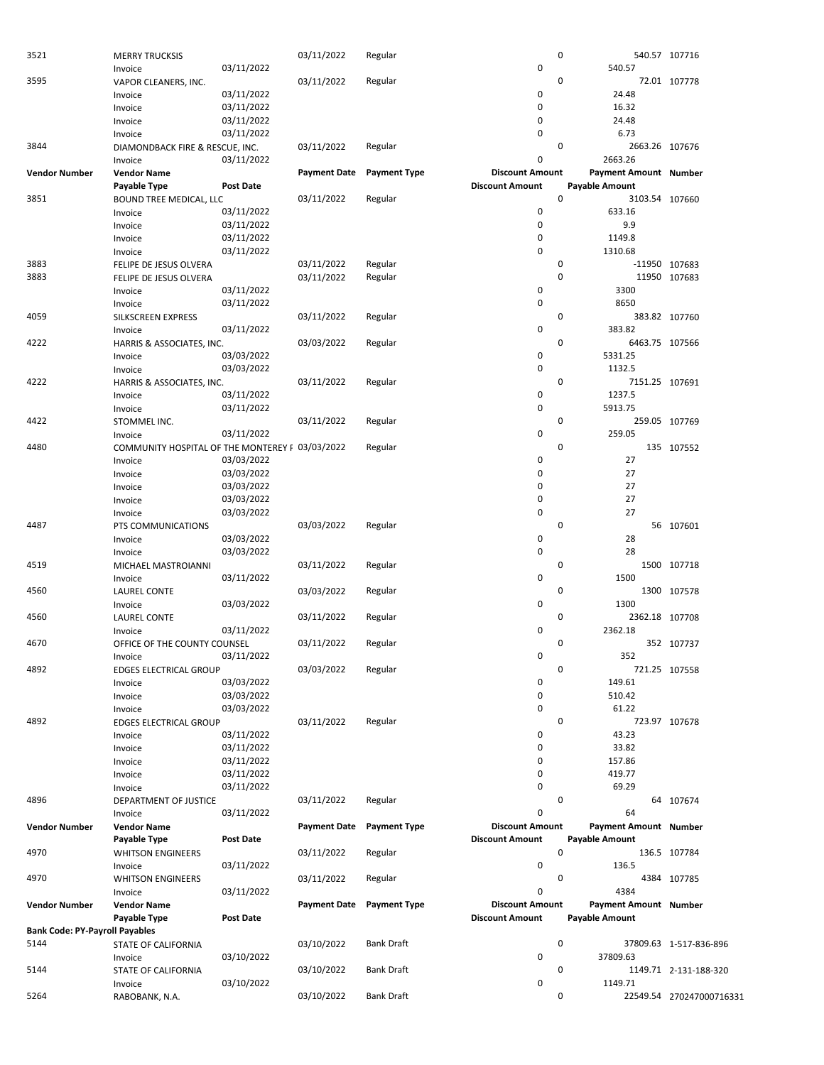| Vendor Number | Vendor Name | | Payment Date | Payment Type | Discount Amount | Payment Amount | Number |
|---|---|---|---|---|---|---|---|
| | Payable Type | Post Date | | | Discount Amount | Payable Amount | |
| 3521 | MERRY TRUCKSIS | | 03/11/2022 | Regular | 0 | 540.57 | 107716 |
| | Invoice | 03/11/2022 | | | 0 | 540.57 | |
| 3595 | VAPOR CLEANERS, INC. | | 03/11/2022 | Regular | 0 | 72.01 | 107778 |
| | Invoice | 03/11/2022 | | | 0 | 24.48 | |
| | Invoice | 03/11/2022 | | | 0 | 16.32 | |
| | Invoice | 03/11/2022 | | | 0 | 24.48 | |
| | Invoice | 03/11/2022 | | | 0 | 6.73 | |
| 3844 | DIAMONDBACK FIRE & RESCUE, INC. | | 03/11/2022 | Regular | 0 | 2663.26 | 107676 |
| | Invoice | 03/11/2022 | | | 0 | 2663.26 | |
| **Vendor Number** | **Vendor Name** | | **Payment Date** | **Payment Type** | **Discount Amount** | **Payment Amount** | **Number** |
| | **Payable Type** | **Post Date** | | | **Discount Amount** | **Payable Amount** | |
| 3851 | BOUND TREE MEDICAL, LLC | | 03/11/2022 | Regular | 0 | 3103.54 | 107660 |
| | Invoice | 03/11/2022 | | | 0 | 633.16 | |
| | Invoice | 03/11/2022 | | | 0 | 9.9 | |
| | Invoice | 03/11/2022 | | | 0 | 1149.8 | |
| | Invoice | 03/11/2022 | | | 0 | 1310.68 | |
| 3883 | FELIPE DE JESUS OLVERA | | 03/11/2022 | Regular | 0 | -11950 | 107683 |
| 3883 | FELIPE DE JESUS OLVERA | | 03/11/2022 | Regular | 0 | 11950 | 107683 |
| | Invoice | 03/11/2022 | | | 0 | 3300 | |
| | Invoice | 03/11/2022 | | | 0 | 8650 | |
| 4059 | SILKSCREEN EXPRESS | | 03/11/2022 | Regular | 0 | 383.82 | 107760 |
| | Invoice | 03/11/2022 | | | 0 | 383.82 | |
| 4222 | HARRIS & ASSOCIATES, INC. | | 03/03/2022 | Regular | 0 | 6463.75 | 107566 |
| | Invoice | 03/03/2022 | | | 0 | 5331.25 | |
| | Invoice | 03/03/2022 | | | 0 | 1132.5 | |
| 4222 | HARRIS & ASSOCIATES, INC. | | 03/11/2022 | Regular | 0 | 7151.25 | 107691 |
| | Invoice | 03/11/2022 | | | 0 | 1237.5 | |
| | Invoice | 03/11/2022 | | | 0 | 5913.75 | |
| 4422 | STOMMEL INC. | | 03/11/2022 | Regular | 0 | 259.05 | 107769 |
| | Invoice | 03/11/2022 | | | 0 | 259.05 | |
| 4480 | COMMUNITY HOSPITAL OF THE MONTEREY F | | 03/03/2022 | Regular | 0 | 135 | 107552 |
| | Invoice | 03/03/2022 | | | 0 | 27 | |
| | Invoice | 03/03/2022 | | | 0 | 27 | |
| | Invoice | 03/03/2022 | | | 0 | 27 | |
| | Invoice | 03/03/2022 | | | 0 | 27 | |
| | Invoice | 03/03/2022 | | | 0 | 27 | |
| 4487 | PTS COMMUNICATIONS | | 03/03/2022 | Regular | 0 | 56 | 107601 |
| | Invoice | 03/03/2022 | | | 0 | 28 | |
| | Invoice | 03/03/2022 | | | 0 | 28 | |
| 4519 | MICHAEL MASTROIANNI | | 03/11/2022 | Regular | 0 | 1500 | 107718 |
| | Invoice | 03/11/2022 | | | 0 | 1500 | |
| 4560 | LAUREL CONTE | | 03/03/2022 | Regular | 0 | 1300 | 107578 |
| | Invoice | 03/03/2022 | | | 0 | 1300 | |
| 4560 | LAUREL CONTE | | 03/11/2022 | Regular | 0 | 2362.18 | 107708 |
| | Invoice | 03/11/2022 | | | 0 | 2362.18 | |
| 4670 | OFFICE OF THE COUNTY COUNSEL | | 03/11/2022 | Regular | 0 | 352 | 107737 |
| | Invoice | 03/11/2022 | | | 0 | 352 | |
| 4892 | EDGES ELECTRICAL GROUP | | 03/03/2022 | Regular | 0 | 721.25 | 107558 |
| | Invoice | 03/03/2022 | | | 0 | 149.61 | |
| | Invoice | 03/03/2022 | | | 0 | 510.42 | |
| | Invoice | 03/03/2022 | | | 0 | 61.22 | |
| 4892 | EDGES ELECTRICAL GROUP | | 03/11/2022 | Regular | 0 | 723.97 | 107678 |
| | Invoice | 03/11/2022 | | | 0 | 43.23 | |
| | Invoice | 03/11/2022 | | | 0 | 33.82 | |
| | Invoice | 03/11/2022 | | | 0 | 157.86 | |
| | Invoice | 03/11/2022 | | | 0 | 419.77 | |
| | Invoice | 03/11/2022 | | | 0 | 69.29 | |
| 4896 | DEPARTMENT OF JUSTICE | | 03/11/2022 | Regular | 0 | 64 | 107674 |
| | Invoice | 03/11/2022 | | | 0 | 64 | |
| **Vendor Number** | **Vendor Name** | | **Payment Date** | **Payment Type** | **Discount Amount** | **Payment Amount** | **Number** |
| | **Payable Type** | **Post Date** | | | **Discount Amount** | **Payable Amount** | |
| 4970 | WHITSON ENGINEERS | | 03/11/2022 | Regular | 0 | 136.5 | 107784 |
| | Invoice | 03/11/2022 | | | 0 | 136.5 | |
| 4970 | WHITSON ENGINEERS | | 03/11/2022 | Regular | 0 | 4384 | 107785 |
| | Invoice | 03/11/2022 | | | 0 | 4384 | |
| **Vendor Number** | **Vendor Name** | | **Payment Date** | **Payment Type** | **Discount Amount** | **Payment Amount** | **Number** |
| | **Payable Type** | **Post Date** | | | **Discount Amount** | **Payable Amount** | |
| **Bank Code: PY-Payroll Payables** | | | | | | | |
| 5144 | STATE OF CALIFORNIA | | 03/10/2022 | Bank Draft | 0 | 37809.63 | 1-517-836-896 |
| | Invoice | 03/10/2022 | | | 0 | 37809.63 | |
| 5144 | STATE OF CALIFORNIA | | 03/10/2022 | Bank Draft | 0 | 1149.71 | 2-131-188-320 |
| | Invoice | 03/10/2022 | | | 0 | 1149.71 | |
| 5264 | RABOBANK, N.A. | | 03/10/2022 | Bank Draft | 0 | 22549.54 | 270247000716331 |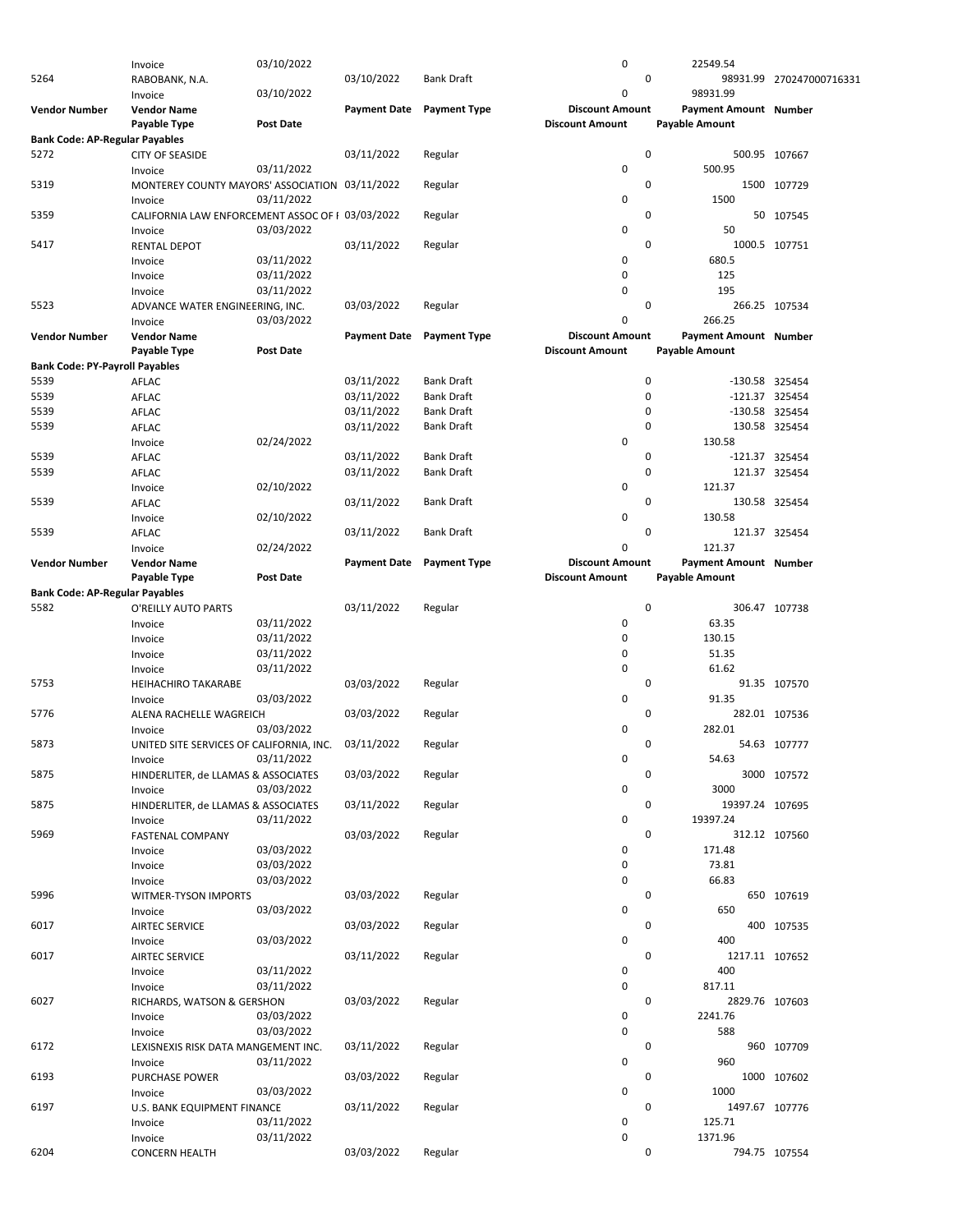| Vendor Number | Vendor Name | | Payment Date | Payment Type | Discount Amount | Payment Amount | Number |
|---|---|---|---|---|---|---|---|
| | Payable Type | Post Date | | | Discount Amount | Payable Amount | |
| | Invoice | 03/10/2022 | | | 0 | 22549.54 | |
| 5264 | RABOBANK, N.A. | | 03/10/2022 | Bank Draft | 0 | 98931.99 | 270247000716331 |
| | Invoice | 03/10/2022 | | | 0 | 98931.99 | |

| Vendor Number | Vendor Name | | Payment Date | Payment Type | Discount Amount | Payment Amount | Number |
|---|---|---|---|---|---|---|---|
| | Payable Type | Post Date | | | Discount Amount | Payable Amount | |
| **Bank Code: AP-Regular Payables** | | | | | | | |
| 5272 | CITY OF SEASIDE | | 03/11/2022 | Regular | 0 | 500.95 | 107667 |
| | Invoice | 03/11/2022 | | | 0 | 500.95 | |
| 5319 | MONTEREY COUNTY MAYORS' ASSOCIATION | | 03/11/2022 | Regular | 0 | 1500 | 107729 |
| | Invoice | 03/11/2022 | | | 0 | 1500 | |
| 5359 | CALIFORNIA LAW ENFORCEMENT ASSOC OF I | | 03/03/2022 | Regular | 0 | 50 | 107545 |
| | Invoice | 03/03/2022 | | | 0 | 50 | |
| 5417 | RENTAL DEPOT | | 03/11/2022 | Regular | 0 | 1000.5 | 107751 |
| | Invoice | 03/11/2022 | | | 0 | 680.5 | |
| | Invoice | 03/11/2022 | | | 0 | 125 | |
| | Invoice | 03/11/2022 | | | 0 | 195 | |
| 5523 | ADVANCE WATER ENGINEERING, INC. | | 03/03/2022 | Regular | 0 | 266.25 | 107534 |
| | Invoice | 03/03/2022 | | | 0 | 266.25 | |

| Vendor Number | Vendor Name | | Payment Date | Payment Type | Discount Amount | Payment Amount | Number |
|---|---|---|---|---|---|---|---|
| | Payable Type | Post Date | | | Discount Amount | Payable Amount | |
| **Bank Code: PY-Payroll Payables** | | | | | | | |
| 5539 | AFLAC | | 03/11/2022 | Bank Draft | 0 | -130.58 | 325454 |
| 5539 | AFLAC | | 03/11/2022 | Bank Draft | 0 | -121.37 | 325454 |
| 5539 | AFLAC | | 03/11/2022 | Bank Draft | 0 | -130.58 | 325454 |
| 5539 | AFLAC | | 03/11/2022 | Bank Draft | 0 | 130.58 | 325454 |
| | Invoice | 02/24/2022 | | | 0 | 130.58 | |
| 5539 | AFLAC | | 03/11/2022 | Bank Draft | 0 | -121.37 | 325454 |
| 5539 | AFLAC | | 03/11/2022 | Bank Draft | 0 | 121.37 | 325454 |
| | Invoice | 02/10/2022 | | | 0 | 121.37 | |
| 5539 | AFLAC | | 03/11/2022 | Bank Draft | 0 | 130.58 | 325454 |
| | Invoice | 02/10/2022 | | | 0 | 130.58 | |
| 5539 | AFLAC | | 03/11/2022 | Bank Draft | 0 | 121.37 | 325454 |
| | Invoice | 02/24/2022 | | | 0 | 121.37 | |

| Vendor Number | Vendor Name | | Payment Date | Payment Type | Discount Amount | Payment Amount | Number |
|---|---|---|---|---|---|---|---|
| | Payable Type | Post Date | | | Discount Amount | Payable Amount | |
| **Bank Code: AP-Regular Payables** | | | | | | | |
| 5582 | O'REILLY AUTO PARTS | | 03/11/2022 | Regular | 0 | 306.47 | 107738 |
| | Invoice | 03/11/2022 | | | 0 | 63.35 | |
| | Invoice | 03/11/2022 | | | 0 | 130.15 | |
| | Invoice | 03/11/2022 | | | 0 | 51.35 | |
| | Invoice | 03/11/2022 | | | 0 | 61.62 | |
| 5753 | HEIHACHIRO TAKARABE | | 03/03/2022 | Regular | 0 | 91.35 | 107570 |
| | Invoice | 03/03/2022 | | | 0 | 91.35 | |
| 5776 | ALENA RACHELLE WAGREICH | | 03/03/2022 | Regular | 0 | 282.01 | 107536 |
| | Invoice | 03/03/2022 | | | 0 | 282.01 | |
| 5873 | UNITED SITE SERVICES OF CALIFORNIA, INC. | | 03/11/2022 | Regular | 0 | 54.63 | 107777 |
| | Invoice | 03/11/2022 | | | 0 | 54.63 | |
| 5875 | HINDERLITER, de LLAMAS & ASSOCIATES | | 03/03/2022 | Regular | 0 | 3000 | 107572 |
| | Invoice | 03/03/2022 | | | 0 | 3000 | |
| 5875 | HINDERLITER, de LLAMAS & ASSOCIATES | | 03/11/2022 | Regular | 0 | 19397.24 | 107695 |
| | Invoice | 03/11/2022 | | | 0 | 19397.24 | |
| 5969 | FASTENAL COMPANY | | 03/03/2022 | Regular | 0 | 312.12 | 107560 |
| | Invoice | 03/03/2022 | | | 0 | 171.48 | |
| | Invoice | 03/03/2022 | | | 0 | 73.81 | |
| | Invoice | 03/03/2022 | | | 0 | 66.83 | |
| 5996 | WITMER-TYSON IMPORTS | | 03/03/2022 | Regular | 0 | 650 | 107619 |
| | Invoice | 03/03/2022 | | | 0 | 650 | |
| 6017 | AIRTEC SERVICE | | 03/03/2022 | Regular | 0 | 400 | 107535 |
| | Invoice | 03/03/2022 | | | 0 | 400 | |
| 6017 | AIRTEC SERVICE | | 03/11/2022 | Regular | 0 | 1217.11 | 107652 |
| | Invoice | 03/11/2022 | | | 0 | 400 | |
| | Invoice | 03/11/2022 | | | 0 | 817.11 | |
| 6027 | RICHARDS, WATSON & GERSHON | | 03/03/2022 | Regular | 0 | 2829.76 | 107603 |
| | Invoice | 03/03/2022 | | | 0 | 2241.76 | |
| | Invoice | 03/03/2022 | | | 0 | 588 | |
| 6172 | LEXISNEXIS RISK DATA MANGEMENT INC. | | 03/11/2022 | Regular | 0 | 960 | 107709 |
| | Invoice | 03/11/2022 | | | 0 | 960 | |
| 6193 | PURCHASE POWER | | 03/03/2022 | Regular | 0 | 1000 | 107602 |
| | Invoice | 03/03/2022 | | | 0 | 1000 | |
| 6197 | U.S. BANK EQUIPMENT FINANCE | | 03/11/2022 | Regular | 0 | 1497.67 | 107776 |
| | Invoice | 03/11/2022 | | | 0 | 125.71 | |
| | Invoice | 03/11/2022 | | | 0 | 1371.96 | |
| 6204 | CONCERN HEALTH | | 03/03/2022 | Regular | 0 | 794.75 | 107554 |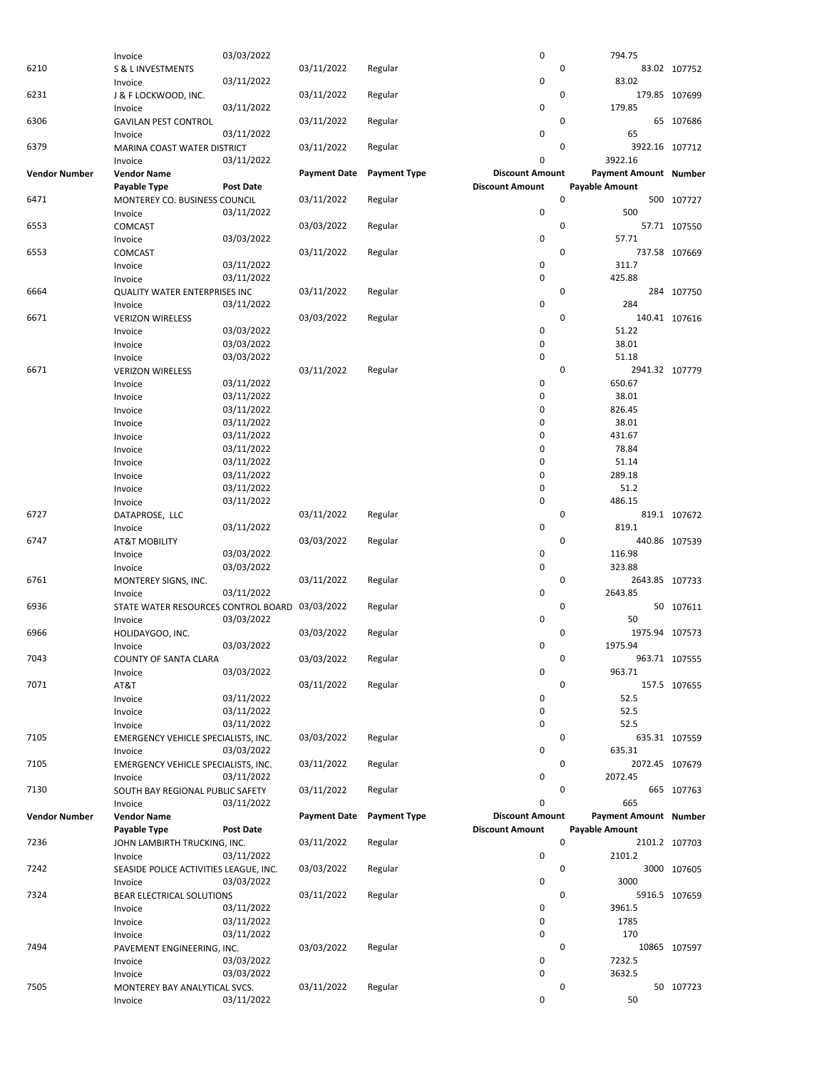| Vendor Number | Vendor Name | Payment Date | Payment Type | Discount Amount | Payment Amount | Number |
|---|---|---|---|---|---|---|
| | Payable Type | Post Date | | Discount Amount | Payable Amount | |
| | Invoice | 03/03/2022 | | 0 | 794.75 | |
| 6210 | S & L INVESTMENTS | 03/11/2022 | Regular | 0 | 83.02 | 107752 |
| | Invoice | 03/11/2022 | | 0 | 83.02 | |
| 6231 | J & F LOCKWOOD, INC. | 03/11/2022 | Regular | 0 | 179.85 | 107699 |
| | Invoice | 03/11/2022 | | 0 | 179.85 | |
| 6306 | GAVILAN PEST CONTROL | 03/11/2022 | Regular | 0 | 65 | 107686 |
| | Invoice | 03/11/2022 | | 0 | 65 | |
| 6379 | MARINA COAST WATER DISTRICT | 03/11/2022 | Regular | 0 | 3922.16 | 107712 |
| | Invoice | 03/11/2022 | | 0 | 3922.16 | |
| Vendor Number | Vendor Name | Payment Date | Payment Type | Discount Amount | Payment Amount | Number |
| | Payable Type | Post Date | | Discount Amount | Payable Amount | |
| 6471 | MONTEREY CO. BUSINESS COUNCIL | 03/11/2022 | Regular | 0 | 500 | 107727 |
| | Invoice | 03/11/2022 | | 0 | 500 | |
| 6553 | COMCAST | 03/03/2022 | Regular | 0 | 57.71 | 107550 |
| | Invoice | 03/03/2022 | | 0 | 57.71 | |
| 6553 | COMCAST | 03/11/2022 | Regular | 0 | 737.58 | 107669 |
| | Invoice | 03/11/2022 | | 0 | 311.7 | |
| | Invoice | 03/11/2022 | | 0 | 425.88 | |
| 6664 | QUALITY WATER ENTERPRISES INC | 03/11/2022 | Regular | 0 | 284 | 107750 |
| | Invoice | 03/11/2022 | | 0 | 284 | |
| 6671 | VERIZON WIRELESS | 03/03/2022 | Regular | 0 | 140.41 | 107616 |
| | Invoice | 03/03/2022 | | 0 | 51.22 | |
| | Invoice | 03/03/2022 | | 0 | 38.01 | |
| | Invoice | 03/03/2022 | | 0 | 51.18 | |
| 6671 | VERIZON WIRELESS | 03/11/2022 | Regular | 0 | 2941.32 | 107779 |
| | Invoice | 03/11/2022 | | 0 | 650.67 | |
| | Invoice | 03/11/2022 | | 0 | 38.01 | |
| | Invoice | 03/11/2022 | | 0 | 826.45 | |
| | Invoice | 03/11/2022 | | 0 | 38.01 | |
| | Invoice | 03/11/2022 | | 0 | 431.67 | |
| | Invoice | 03/11/2022 | | 0 | 78.84 | |
| | Invoice | 03/11/2022 | | 0 | 51.14 | |
| | Invoice | 03/11/2022 | | 0 | 289.18 | |
| | Invoice | 03/11/2022 | | 0 | 51.2 | |
| | Invoice | 03/11/2022 | | 0 | 486.15 | |
| 6727 | DATAPROSE, LLC | 03/11/2022 | Regular | 0 | 819.1 | 107672 |
| | Invoice | 03/11/2022 | | 0 | 819.1 | |
| 6747 | AT&T MOBILITY | 03/03/2022 | Regular | 0 | 440.86 | 107539 |
| | Invoice | 03/03/2022 | | 0 | 116.98 | |
| | Invoice | 03/03/2022 | | 0 | 323.88 | |
| 6761 | MONTEREY SIGNS, INC. | 03/11/2022 | Regular | 0 | 2643.85 | 107733 |
| | Invoice | 03/11/2022 | | 0 | 2643.85 | |
| 6936 | STATE WATER RESOURCES CONTROL BOARD | 03/03/2022 | Regular | 0 | 50 | 107611 |
| | Invoice | 03/03/2022 | | 0 | 50 | |
| 6966 | HOLIDAYGOO, INC. | 03/03/2022 | Regular | 0 | 1975.94 | 107573 |
| | Invoice | 03/03/2022 | | 0 | 1975.94 | |
| 7043 | COUNTY OF SANTA CLARA | 03/03/2022 | Regular | 0 | 963.71 | 107555 |
| | Invoice | 03/03/2022 | | 0 | 963.71 | |
| 7071 | AT&T | 03/11/2022 | Regular | 0 | 157.5 | 107655 |
| | Invoice | 03/11/2022 | | 0 | 52.5 | |
| | Invoice | 03/11/2022 | | 0 | 52.5 | |
| | Invoice | 03/11/2022 | | 0 | 52.5 | |
| 7105 | EMERGENCY VEHICLE SPECIALISTS, INC. | 03/03/2022 | Regular | 0 | 635.31 | 107559 |
| | Invoice | 03/03/2022 | | 0 | 635.31 | |
| 7105 | EMERGENCY VEHICLE SPECIALISTS, INC. | 03/11/2022 | Regular | 0 | 2072.45 | 107679 |
| | Invoice | 03/11/2022 | | 0 | 2072.45 | |
| 7130 | SOUTH BAY REGIONAL PUBLIC SAFETY | 03/11/2022 | Regular | 0 | 665 | 107763 |
| | Invoice | 03/11/2022 | | 0 | 665 | |
| Vendor Number | Vendor Name | Payment Date | Payment Type | Discount Amount | Payment Amount | Number |
| | Payable Type | Post Date | | Discount Amount | Payable Amount | |
| 7236 | JOHN LAMBIRTH TRUCKING, INC. | 03/11/2022 | Regular | 0 | 2101.2 | 107703 |
| | Invoice | 03/11/2022 | | 0 | 2101.2 | |
| 7242 | SEASIDE POLICE ACTIVITIES LEAGUE, INC. | 03/03/2022 | Regular | 0 | 3000 | 107605 |
| | Invoice | 03/03/2022 | | 0 | 3000 | |
| 7324 | BEAR ELECTRICAL SOLUTIONS | 03/11/2022 | Regular | 0 | 5916.5 | 107659 |
| | Invoice | 03/11/2022 | | 0 | 3961.5 | |
| | Invoice | 03/11/2022 | | 0 | 1785 | |
| | Invoice | 03/11/2022 | | 0 | 170 | |
| 7494 | PAVEMENT ENGINEERING, INC. | 03/03/2022 | Regular | 0 | 10865 | 107597 |
| | Invoice | 03/03/2022 | | 0 | 7232.5 | |
| | Invoice | 03/03/2022 | | 0 | 3632.5 | |
| 7505 | MONTEREY BAY ANALYTICAL SVCS. | 03/11/2022 | Regular | 0 | 50 | 107723 |
| | Invoice | 03/11/2022 | | 0 | 50 | |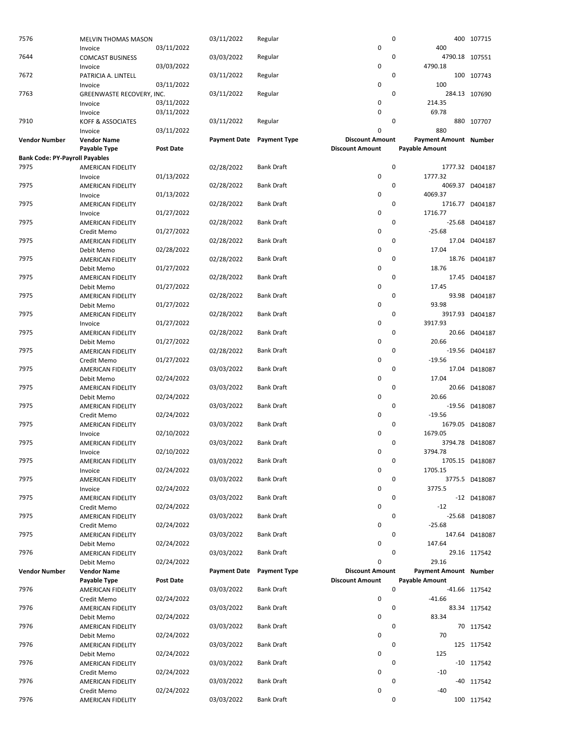| Vendor Number | Vendor Name | | Payment Date | Payment Type | Discount Amount | Payment Amount | Number |
|---|---|---|---|---|---|---|---|
| | Payable Type | Post Date | | | Discount Amount | Payable Amount | |
| 7576 | MELVIN THOMAS MASON | | 03/11/2022 | Regular | 0 | 400 | 107715 |
| | Invoice | 03/11/2022 | | | 0 | 400 | |
| 7644 | COMCAST BUSINESS | | 03/03/2022 | Regular | 0 | 4790.18 | 107551 |
| | Invoice | 03/03/2022 | | | 0 | 4790.18 | |
| 7672 | PATRICIA A. LINTELL | | 03/11/2022 | Regular | 0 | 100 | 107743 |
| | Invoice | 03/11/2022 | | | 0 | 100 | |
| 7763 | GREENWASTE RECOVERY, INC. | | 03/11/2022 | Regular | 0 | 284.13 | 107690 |
| | Invoice | 03/11/2022 | | | 0 | 214.35 | |
| | Invoice | 03/11/2022 | | | 0 | 69.78 | |
| 7910 | KOFF & ASSOCIATES | | 03/11/2022 | Regular | 0 | 880 | 107707 |
| | Invoice | 03/11/2022 | | | 0 | 880 | |

| Vendor Number | Vendor Name | | Payment Date | Payment Type | Discount Amount | Payment Amount | Number |
|---|---|---|---|---|---|---|---|
| | Payable Type | Post Date | | | Discount Amount | Payable Amount | |
| **Bank Code: PY-Payroll Payables** | | | | | | | |
| 7975 | AMERICAN FIDELITY | | 02/28/2022 | Bank Draft | 0 | 1777.32 | D404187 |
| | Invoice | 01/13/2022 | | | 0 | 1777.32 | |
| 7975 | AMERICAN FIDELITY | | 02/28/2022 | Bank Draft | 0 | 4069.37 | D404187 |
| | Invoice | 01/13/2022 | | | 0 | 4069.37 | |
| 7975 | AMERICAN FIDELITY | | 02/28/2022 | Bank Draft | 0 | 1716.77 | D404187 |
| | Invoice | 01/27/2022 | | | 0 | 1716.77 | |
| 7975 | AMERICAN FIDELITY | | 02/28/2022 | Bank Draft | 0 | -25.68 | D404187 |
| | Credit Memo | 01/27/2022 | | | 0 | -25.68 | |
| 7975 | AMERICAN FIDELITY | | 02/28/2022 | Bank Draft | 0 | 17.04 | D404187 |
| | Debit Memo | 02/28/2022 | | | 0 | 17.04 | |
| 7975 | AMERICAN FIDELITY | | 02/28/2022 | Bank Draft | 0 | 18.76 | D404187 |
| | Debit Memo | 01/27/2022 | | | 0 | 18.76 | |
| 7975 | AMERICAN FIDELITY | | 02/28/2022 | Bank Draft | 0 | 17.45 | D404187 |
| | Debit Memo | 01/27/2022 | | | 0 | 17.45 | |
| 7975 | AMERICAN FIDELITY | | 02/28/2022 | Bank Draft | 0 | 93.98 | D404187 |
| | Debit Memo | 01/27/2022 | | | 0 | 93.98 | |
| 7975 | AMERICAN FIDELITY | | 02/28/2022 | Bank Draft | 0 | 3917.93 | D404187 |
| | Invoice | 01/27/2022 | | | 0 | 3917.93 | |
| 7975 | AMERICAN FIDELITY | | 02/28/2022 | Bank Draft | 0 | 20.66 | D404187 |
| | Debit Memo | 01/27/2022 | | | 0 | 20.66 | |
| 7975 | AMERICAN FIDELITY | | 02/28/2022 | Bank Draft | 0 | -19.56 | D404187 |
| | Credit Memo | 01/27/2022 | | | 0 | -19.56 | |
| 7975 | AMERICAN FIDELITY | | 03/03/2022 | Bank Draft | 0 | 17.04 | D418087 |
| | Debit Memo | 02/24/2022 | | | 0 | 17.04 | |
| 7975 | AMERICAN FIDELITY | | 03/03/2022 | Bank Draft | 0 | 20.66 | D418087 |
| | Debit Memo | 02/24/2022 | | | 0 | 20.66 | |
| 7975 | AMERICAN FIDELITY | | 03/03/2022 | Bank Draft | 0 | -19.56 | D418087 |
| | Credit Memo | 02/24/2022 | | | 0 | -19.56 | |
| 7975 | AMERICAN FIDELITY | | 03/03/2022 | Bank Draft | 0 | 1679.05 | D418087 |
| | Invoice | 02/10/2022 | | | 0 | 1679.05 | |
| 7975 | AMERICAN FIDELITY | | 03/03/2022 | Bank Draft | 0 | 3794.78 | D418087 |
| | Invoice | 02/10/2022 | | | 0 | 3794.78 | |
| 7975 | AMERICAN FIDELITY | | 03/03/2022 | Bank Draft | 0 | 1705.15 | D418087 |
| | Invoice | 02/24/2022 | | | 0 | 1705.15 | |
| 7975 | AMERICAN FIDELITY | | 03/03/2022 | Bank Draft | 0 | 3775.5 | D418087 |
| | Invoice | 02/24/2022 | | | 0 | 3775.5 | |
| 7975 | AMERICAN FIDELITY | | 03/03/2022 | Bank Draft | 0 | -12 | D418087 |
| | Credit Memo | 02/24/2022 | | | 0 | -12 | |
| 7975 | AMERICAN FIDELITY | | 03/03/2022 | Bank Draft | 0 | -25.68 | D418087 |
| | Credit Memo | 02/24/2022 | | | 0 | -25.68 | |
| 7975 | AMERICAN FIDELITY | | 03/03/2022 | Bank Draft | 0 | 147.64 | D418087 |
| | Debit Memo | 02/24/2022 | | | 0 | 147.64 | |
| 7976 | AMERICAN FIDELITY | | 03/03/2022 | Bank Draft | 0 | 29.16 | 117542 |
| | Debit Memo | 02/24/2022 | | | 0 | 29.16 | |

| Vendor Number | Vendor Name | | Payment Date | Payment Type | Discount Amount | Payment Amount | Number |
|---|---|---|---|---|---|---|---|
| | Payable Type | Post Date | | | Discount Amount | Payable Amount | |
| 7976 | AMERICAN FIDELITY | | 03/03/2022 | Bank Draft | 0 | -41.66 | 117542 |
| | Credit Memo | 02/24/2022 | | | 0 | -41.66 | |
| 7976 | AMERICAN FIDELITY | | 03/03/2022 | Bank Draft | 0 | 83.34 | 117542 |
| | Debit Memo | 02/24/2022 | | | 0 | 83.34 | |
| 7976 | AMERICAN FIDELITY | | 03/03/2022 | Bank Draft | 0 | 70 | 117542 |
| | Debit Memo | 02/24/2022 | | | 0 | 70 | |
| 7976 | AMERICAN FIDELITY | | 03/03/2022 | Bank Draft | 0 | 125 | 117542 |
| | Debit Memo | 02/24/2022 | | | 0 | 125 | |
| 7976 | AMERICAN FIDELITY | | 03/03/2022 | Bank Draft | 0 | -10 | 117542 |
| | Credit Memo | 02/24/2022 | | | 0 | -10 | |
| 7976 | AMERICAN FIDELITY | | 03/03/2022 | Bank Draft | 0 | -40 | 117542 |
| | Credit Memo | 02/24/2022 | | | 0 | -40 | |
| 7976 | AMERICAN FIDELITY | | 03/03/2022 | Bank Draft | 0 | 100 | 117542 |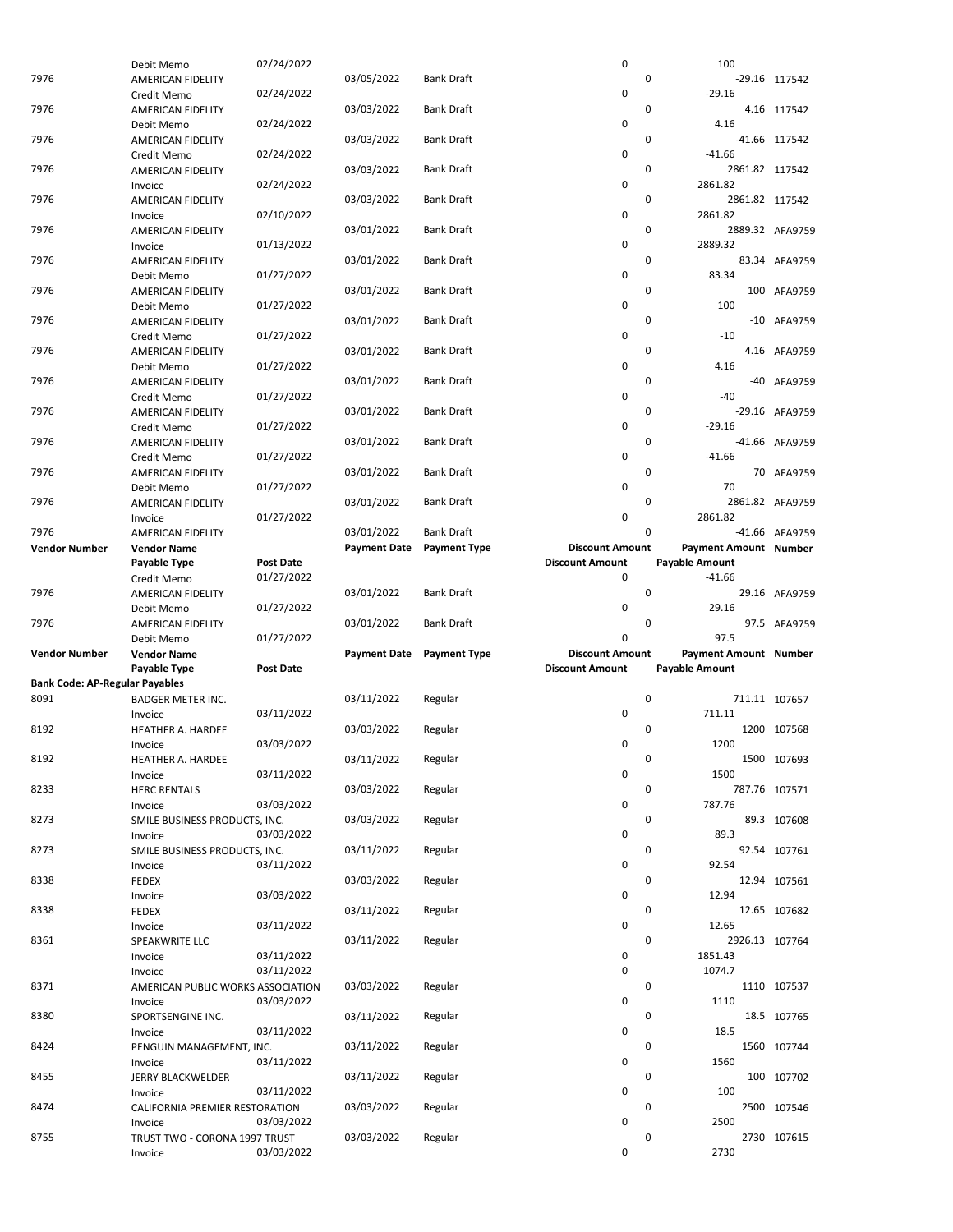| Vendor Number | Vendor Name | Post Date | Payment Date | Payment Type | Discount Amount | Payment Amount | Number |
|---|---|---|---|---|---|---|---|
| | Payable Type | Post Date | | | Discount Amount | Payable Amount | |
| | Debit Memo | 02/24/2022 | | | 0 | 100 | |
| 7976 | AMERICAN FIDELITY | | 03/05/2022 | Bank Draft | 0 | -29.16 | 117542 |
| | Credit Memo | 02/24/2022 | | | 0 | -29.16 | |
| 7976 | AMERICAN FIDELITY | | 03/03/2022 | Bank Draft | 0 | 4.16 | 117542 |
| | Debit Memo | 02/24/2022 | | | 0 | 4.16 | |
| 7976 | AMERICAN FIDELITY | | 03/03/2022 | Bank Draft | 0 | -41.66 | 117542 |
| | Credit Memo | 02/24/2022 | | | 0 | -41.66 | |
| 7976 | AMERICAN FIDELITY | | 03/03/2022 | Bank Draft | 0 | 2861.82 | 117542 |
| | Invoice | 02/24/2022 | | | 0 | 2861.82 | |
| 7976 | AMERICAN FIDELITY | | 03/03/2022 | Bank Draft | 0 | 2861.82 | 117542 |
| | Invoice | 02/10/2022 | | | 0 | 2861.82 | |
| 7976 | AMERICAN FIDELITY | | 03/01/2022 | Bank Draft | 0 | 2889.32 | AFA9759 |
| | Invoice | 01/13/2022 | | | 0 | 2889.32 | |
| 7976 | AMERICAN FIDELITY | | 03/01/2022 | Bank Draft | 0 | 83.34 | AFA9759 |
| | Debit Memo | 01/27/2022 | | | 0 | 83.34 | |
| 7976 | AMERICAN FIDELITY | | 03/01/2022 | Bank Draft | 0 | 100 | AFA9759 |
| | Debit Memo | 01/27/2022 | | | 0 | 100 | |
| 7976 | AMERICAN FIDELITY | | 03/01/2022 | Bank Draft | 0 | -10 | AFA9759 |
| | Credit Memo | 01/27/2022 | | | 0 | -10 | |
| 7976 | AMERICAN FIDELITY | | 03/01/2022 | Bank Draft | 0 | 4.16 | AFA9759 |
| | Debit Memo | 01/27/2022 | | | 0 | 4.16 | |
| 7976 | AMERICAN FIDELITY | | 03/01/2022 | Bank Draft | 0 | -40 | AFA9759 |
| | Credit Memo | 01/27/2022 | | | 0 | -40 | |
| 7976 | AMERICAN FIDELITY | | 03/01/2022 | Bank Draft | 0 | -29.16 | AFA9759 |
| | Credit Memo | 01/27/2022 | | | 0 | -29.16 | |
| 7976 | AMERICAN FIDELITY | | 03/01/2022 | Bank Draft | 0 | -41.66 | AFA9759 |
| | Credit Memo | 01/27/2022 | | | 0 | -41.66 | |
| 7976 | AMERICAN FIDELITY | | 03/01/2022 | Bank Draft | 0 | 70 | AFA9759 |
| | Debit Memo | 01/27/2022 | | | 0 | 70 | |
| 7976 | AMERICAN FIDELITY | | 03/01/2022 | Bank Draft | 0 | 2861.82 | AFA9759 |
| | Invoice | 01/27/2022 | | | 0 | 2861.82 | |
| 7976 | AMERICAN FIDELITY | | 03/01/2022 | Bank Draft | 0 | -41.66 | AFA9759 |
| **Vendor Number** | **Vendor Name** | | **Payment Date** | **Payment Type** | **Discount Amount** | **Payment Amount** | **Number** |
| | **Payable Type** | **Post Date** | | | **Discount Amount** | **Payable Amount** | |
| | Credit Memo | 01/27/2022 | | | 0 | -41.66 | |
| 7976 | AMERICAN FIDELITY | | 03/01/2022 | Bank Draft | 0 | 29.16 | AFA9759 |
| | Debit Memo | 01/27/2022 | | | 0 | 29.16 | |
| 7976 | AMERICAN FIDELITY | | 03/01/2022 | Bank Draft | 0 | 97.5 | AFA9759 |
| | Debit Memo | 01/27/2022 | | | 0 | 97.5 | |
| **Vendor Number** | **Vendor Name** | | **Payment Date** | **Payment Type** | **Discount Amount** | **Payment Amount** | **Number** |
| | **Payable Type** | **Post Date** | | | **Discount Amount** | **Payable Amount** | |
| **Bank Code: AP-Regular Payables** | | | | | | | |
| 8091 | BADGER METER INC. | | 03/11/2022 | Regular | 0 | 711.11 | 107657 |
| | Invoice | 03/11/2022 | | | 0 | 711.11 | |
| 8192 | HEATHER A. HARDEE | | 03/03/2022 | Regular | 0 | 1200 | 107568 |
| | Invoice | 03/03/2022 | | | 0 | 1200 | |
| 8192 | HEATHER A. HARDEE | | 03/11/2022 | Regular | 0 | 1500 | 107693 |
| | Invoice | 03/11/2022 | | | 0 | 1500 | |
| 8233 | HERC RENTALS | | 03/03/2022 | Regular | 0 | 787.76 | 107571 |
| | Invoice | 03/03/2022 | | | 0 | 787.76 | |
| 8273 | SMILE BUSINESS PRODUCTS, INC. | | 03/03/2022 | Regular | 0 | 89.3 | 107608 |
| | Invoice | 03/03/2022 | | | 0 | 89.3 | |
| 8273 | SMILE BUSINESS PRODUCTS, INC. | | 03/11/2022 | Regular | 0 | 92.54 | 107761 |
| | Invoice | 03/11/2022 | | | 0 | 92.54 | |
| 8338 | FEDEX | | 03/03/2022 | Regular | 0 | 12.94 | 107561 |
| | Invoice | 03/03/2022 | | | 0 | 12.94 | |
| 8338 | FEDEX | | 03/11/2022 | Regular | 0 | 12.65 | 107682 |
| | Invoice | 03/11/2022 | | | 0 | 12.65 | |
| 8361 | SPEAKWRITE LLC | | 03/11/2022 | Regular | 0 | 2926.13 | 107764 |
| | Invoice | 03/11/2022 | | | 0 | 1851.43 | |
| | Invoice | 03/11/2022 | | | 0 | 1074.7 | |
| 8371 | AMERICAN PUBLIC WORKS ASSOCIATION | | 03/03/2022 | Regular | 0 | 1110 | 107537 |
| | Invoice | 03/03/2022 | | | 0 | 1110 | |
| 8380 | SPORTSENGINE INC. | | 03/11/2022 | Regular | 0 | 18.5 | 107765 |
| | Invoice | 03/11/2022 | | | 0 | 18.5 | |
| 8424 | PENGUIN MANAGEMENT, INC. | | 03/11/2022 | Regular | 0 | 1560 | 107744 |
| | Invoice | 03/11/2022 | | | 0 | 1560 | |
| 8455 | JERRY BLACKWELDER | | 03/11/2022 | Regular | 0 | 100 | 107702 |
| | Invoice | 03/11/2022 | | | 0 | 100 | |
| 8474 | CALIFORNIA PREMIER RESTORATION | | 03/03/2022 | Regular | 0 | 2500 | 107546 |
| | Invoice | 03/03/2022 | | | 0 | 2500 | |
| 8755 | TRUST TWO - CORONA 1997 TRUST | | 03/03/2022 | Regular | 0 | 2730 | 107615 |
| | Invoice | 03/03/2022 | | | 0 | 2730 | |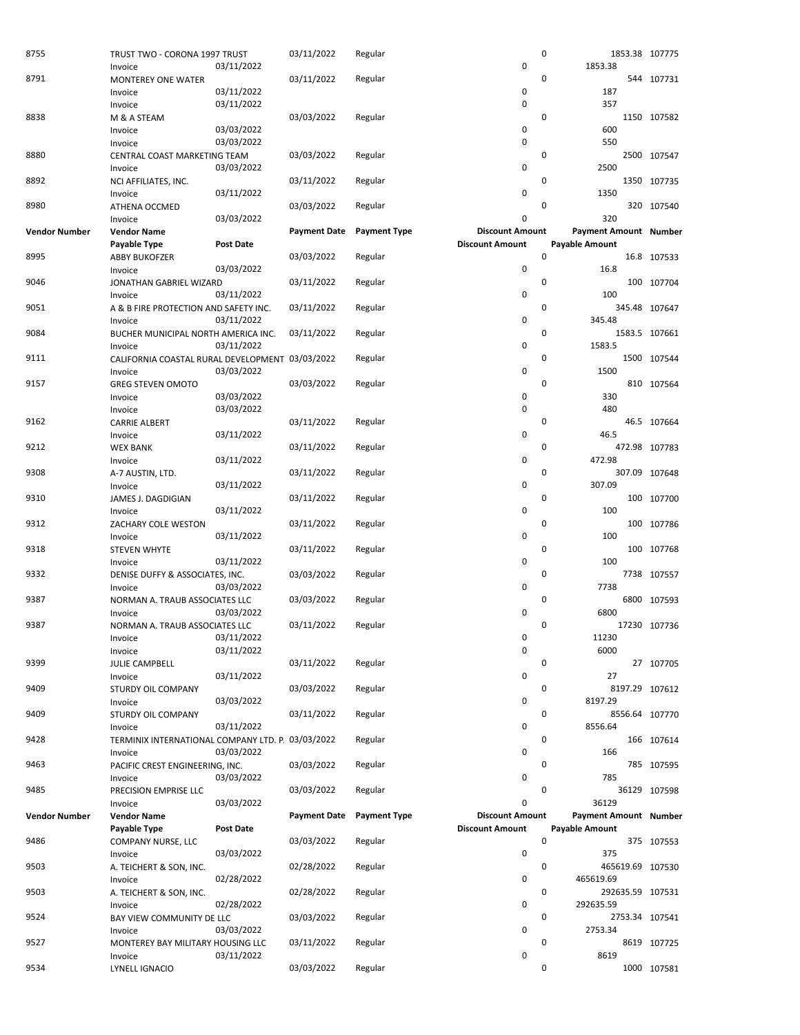| Vendor Number | Vendor Name | | Payment Date | Payment Type | Discount Amount | Payment Amount | Number |
|---|---|---|---|---|---|---|---|
| | Payable Type | Post Date | | | Discount Amount | Payable Amount | |
| 8755 | TRUST TWO - CORONA 1997 TRUST | | 03/11/2022 | Regular | 0 | 1853.38 | 107775 |
| | Invoice | 03/11/2022 | | | 0 | 1853.38 | |
| 8791 | MONTEREY ONE WATER | | 03/11/2022 | Regular | 0 | 544 | 107731 |
| | Invoice | 03/11/2022 | | | 0 | 187 | |
| | Invoice | 03/11/2022 | | | 0 | 357 | |
| 8838 | M & A STEAM | | 03/03/2022 | Regular | 0 | 1150 | 107582 |
| | Invoice | 03/03/2022 | | | 0 | 600 | |
| | Invoice | 03/03/2022 | | | 0 | 550 | |
| 8880 | CENTRAL COAST MARKETING TEAM | | 03/03/2022 | Regular | 0 | 2500 | 107547 |
| | Invoice | 03/03/2022 | | | 0 | 2500 | |
| 8892 | NCI AFFILIATES, INC. | | 03/11/2022 | Regular | 0 | 1350 | 107735 |
| | Invoice | 03/11/2022 | | | 0 | 1350 | |
| 8980 | ATHENA OCCMED | | 03/03/2022 | Regular | 0 | 320 | 107540 |
| | Invoice | 03/03/2022 | | | 0 | 320 | |
| **Vendor Number** | **Vendor Name** | | **Payment Date** | **Payment Type** | **Discount Amount** | **Payment Amount** | **Number** |
| | **Payable Type** | **Post Date** | | | **Discount Amount** | **Payable Amount** | |
| 8995 | ABBY BUKOFZER | | 03/03/2022 | Regular | 0 | 16.8 | 107533 |
| | Invoice | 03/03/2022 | | | 0 | 16.8 | |
| 9046 | JONATHAN GABRIEL WIZARD | | 03/11/2022 | Regular | 0 | 100 | 107704 |
| | Invoice | 03/11/2022 | | | 0 | 100 | |
| 9051 | A & B FIRE PROTECTION AND SAFETY INC. | | 03/11/2022 | Regular | 0 | 345.48 | 107647 |
| | Invoice | 03/11/2022 | | | 0 | 345.48 | |
| 9084 | BUCHER MUNICIPAL NORTH AMERICA INC. | | 03/11/2022 | Regular | 0 | 1583.5 | 107661 |
| | Invoice | 03/11/2022 | | | 0 | 1583.5 | |
| 9111 | CALIFORNIA COASTAL RURAL DEVELOPMENT | | 03/03/2022 | Regular | 0 | 1500 | 107544 |
| | Invoice | 03/03/2022 | | | 0 | 1500 | |
| 9157 | GREG STEVEN OMOTO | | 03/03/2022 | Regular | 0 | 810 | 107564 |
| | Invoice | 03/03/2022 | | | 0 | 330 | |
| | Invoice | 03/03/2022 | | | 0 | 480 | |
| 9162 | CARRIE ALBERT | | 03/11/2022 | Regular | 0 | 46.5 | 107664 |
| | Invoice | 03/11/2022 | | | 0 | 46.5 | |
| 9212 | WEX BANK | | 03/11/2022 | Regular | 0 | 472.98 | 107783 |
| | Invoice | 03/11/2022 | | | 0 | 472.98 | |
| 9308 | A-7 AUSTIN, LTD. | | 03/11/2022 | Regular | 0 | 307.09 | 107648 |
| | Invoice | 03/11/2022 | | | 0 | 307.09 | |
| 9310 | JAMES J. DAGDIGIAN | | 03/11/2022 | Regular | 0 | 100 | 107700 |
| | Invoice | 03/11/2022 | | | 0 | 100 | |
| 9312 | ZACHARY COLE WESTON | | 03/11/2022 | Regular | 0 | 100 | 107786 |
| | Invoice | 03/11/2022 | | | 0 | 100 | |
| 9318 | STEVEN WHYTE | | 03/11/2022 | Regular | 0 | 100 | 107768 |
| | Invoice | 03/11/2022 | | | 0 | 100 | |
| 9332 | DENISE DUFFY & ASSOCIATES, INC. | | 03/03/2022 | Regular | 0 | 7738 | 107557 |
| | Invoice | 03/03/2022 | | | 0 | 7738 | |
| 9387 | NORMAN A. TRAUB ASSOCIATES LLC | | 03/03/2022 | Regular | 0 | 6800 | 107593 |
| | Invoice | 03/03/2022 | | | 0 | 6800 | |
| 9387 | NORMAN A. TRAUB ASSOCIATES LLC | | 03/11/2022 | Regular | 0 | 17230 | 107736 |
| | Invoice | 03/11/2022 | | | 0 | 11230 | |
| | Invoice | 03/11/2022 | | | 0 | 6000 | |
| 9399 | JULIE CAMPBELL | | 03/11/2022 | Regular | 0 | 27 | 107705 |
| | Invoice | 03/11/2022 | | | 0 | 27 | |
| 9409 | STURDY OIL COMPANY | | 03/03/2022 | Regular | 0 | 8197.29 | 107612 |
| | Invoice | 03/03/2022 | | | 0 | 8197.29 | |
| 9409 | STURDY OIL COMPANY | | 03/11/2022 | Regular | 0 | 8556.64 | 107770 |
| | Invoice | 03/11/2022 | | | 0 | 8556.64 | |
| 9428 | TERMINIX INTERNATIONAL COMPANY LTD. P. | | 03/03/2022 | Regular | 0 | 166 | 107614 |
| | Invoice | 03/03/2022 | | | 0 | 166 | |
| 9463 | PACIFIC CREST ENGINEERING, INC. | | 03/03/2022 | Regular | 0 | 785 | 107595 |
| | Invoice | 03/03/2022 | | | 0 | 785 | |
| 9485 | PRECISION EMPRISE LLC | | 03/03/2022 | Regular | 0 | 36129 | 107598 |
| | Invoice | 03/03/2022 | | | 0 | 36129 | |
| **Vendor Number** | **Vendor Name** | | **Payment Date** | **Payment Type** | **Discount Amount** | **Payment Amount** | **Number** |
| | **Payable Type** | **Post Date** | | | **Discount Amount** | **Payable Amount** | |
| 9486 | COMPANY NURSE, LLC | | 03/03/2022 | Regular | 0 | 375 | 107553 |
| | Invoice | 03/03/2022 | | | 0 | 375 | |
| 9503 | A. TEICHERT & SON, INC. | | 02/28/2022 | Regular | 0 | 465619.69 | 107530 |
| | Invoice | 02/28/2022 | | | 0 | 465619.69 | |
| 9503 | A. TEICHERT & SON, INC. | | 02/28/2022 | Regular | 0 | 292635.59 | 107531 |
| | Invoice | 02/28/2022 | | | 0 | 292635.59 | |
| 9524 | BAY VIEW COMMUNITY DE LLC | | 03/03/2022 | Regular | 0 | 2753.34 | 107541 |
| | Invoice | 03/03/2022 | | | 0 | 2753.34 | |
| 9527 | MONTEREY BAY MILITARY HOUSING LLC | | 03/11/2022 | Regular | 0 | 8619 | 107725 |
| | Invoice | 03/11/2022 | | | 0 | 8619 | |
| 9534 | LYNELL IGNACIO | | 03/03/2022 | Regular | 0 | 1000 | 107581 |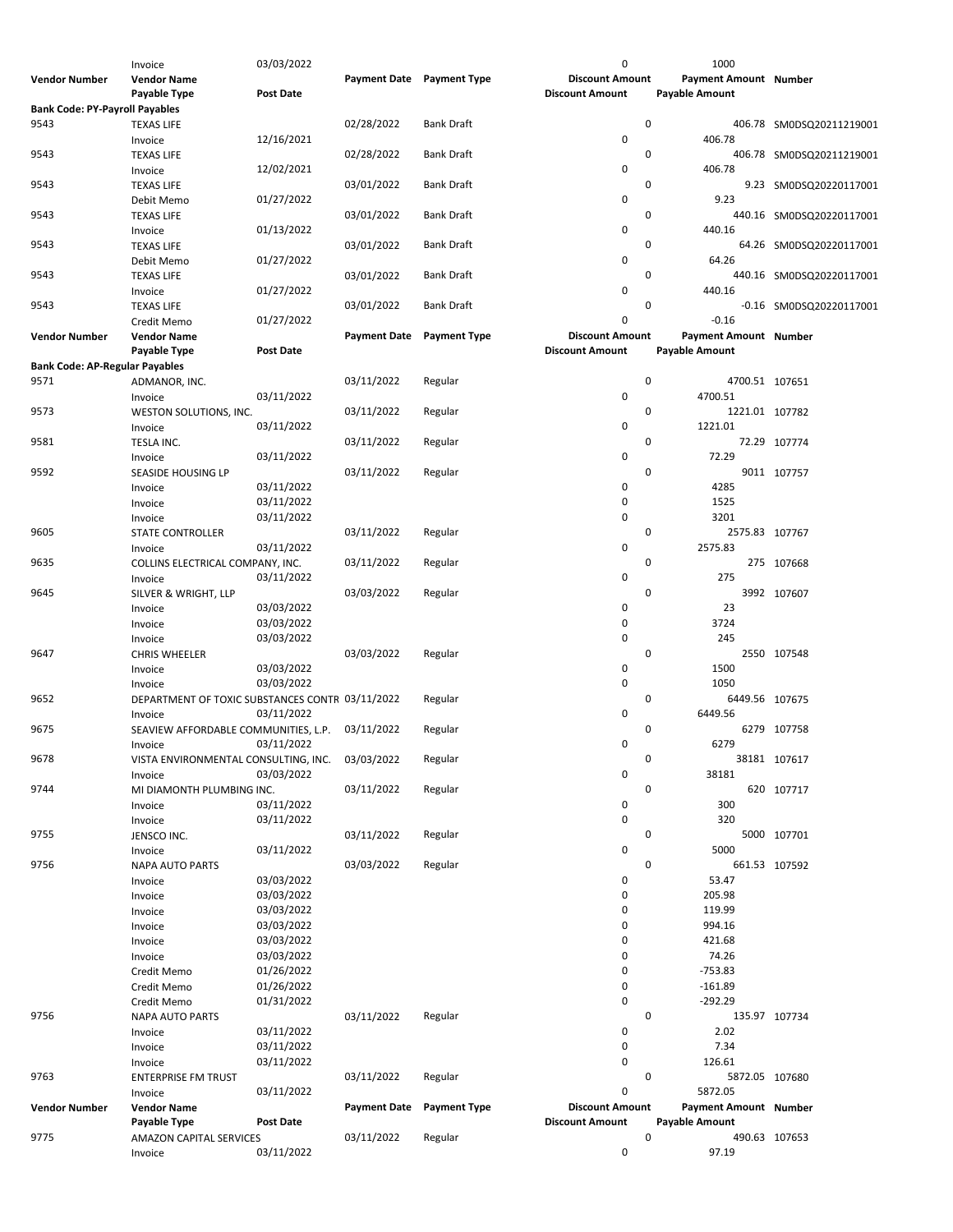| Vendor Number | Vendor Name | | Payment Date | Payment Type | Discount Amount | Payment Amount | Number |
|---|---|---|---|---|---|---|---|
| | Payable Type | Post Date | | | Discount Amount | Payable Amount | |
| | Invoice | 03/03/2022 | | | 0 | 1000 | |
| **Bank Code: PY-Payroll Payables** | | | | | | | |
| 9543 | TEXAS LIFE | | 02/28/2022 | Bank Draft | 0 | 406.78 | SM0DSQ20211219001 |
| | Invoice | 12/16/2021 | | | 0 | 406.78 | |
| 9543 | TEXAS LIFE | | 02/28/2022 | Bank Draft | 0 | 406.78 | SM0DSQ20211219001 |
| | Invoice | 12/02/2021 | | | 0 | 406.78 | |
| 9543 | TEXAS LIFE | | 03/01/2022 | Bank Draft | 0 | 9.23 | SM0DSQ20220117001 |
| | Debit Memo | 01/27/2022 | | | 0 | 9.23 | |
| 9543 | TEXAS LIFE | | 03/01/2022 | Bank Draft | 0 | 440.16 | SM0DSQ20220117001 |
| | Invoice | 01/13/2022 | | | 0 | 440.16 | |
| 9543 | TEXAS LIFE | | 03/01/2022 | Bank Draft | 0 | 64.26 | SM0DSQ20220117001 |
| | Debit Memo | 01/27/2022 | | | 0 | 64.26 | |
| 9543 | TEXAS LIFE | | 03/01/2022 | Bank Draft | 0 | 440.16 | SM0DSQ20220117001 |
| | Invoice | 01/27/2022 | | | 0 | 440.16 | |
| 9543 | TEXAS LIFE | | 03/01/2022 | Bank Draft | 0 | -0.16 | SM0DSQ20220117001 |
| | Credit Memo | 01/27/2022 | | | 0 | -0.16 | |
| **Vendor Number** | **Vendor Name** | | **Payment Date** | **Payment Type** | **Discount Amount** | **Payment Amount** | **Number** |
| | **Payable Type** | **Post Date** | | | **Discount Amount** | **Payable Amount** | |
| **Bank Code: AP-Regular Payables** | | | | | | | |
| 9571 | ADMANOR, INC. | | 03/11/2022 | Regular | 0 | 4700.51 | 107651 |
| | Invoice | 03/11/2022 | | | 0 | 4700.51 | |
| 9573 | WESTON SOLUTIONS, INC. | | 03/11/2022 | Regular | 0 | 1221.01 | 107782 |
| | Invoice | 03/11/2022 | | | 0 | 1221.01 | |
| 9581 | TESLA INC. | | 03/11/2022 | Regular | 0 | 72.29 | 107774 |
| | Invoice | 03/11/2022 | | | 0 | 72.29 | |
| 9592 | SEASIDE HOUSING LP | | 03/11/2022 | Regular | 0 | 9011 | 107757 |
| | Invoice | 03/11/2022 | | | 0 | 4285 | |
| | Invoice | 03/11/2022 | | | 0 | 1525 | |
| | Invoice | 03/11/2022 | | | 0 | 3201 | |
| 9605 | STATE CONTROLLER | | 03/11/2022 | Regular | 0 | 2575.83 | 107767 |
| | Invoice | 03/11/2022 | | | 0 | 2575.83 | |
| 9635 | COLLINS ELECTRICAL COMPANY, INC. | | 03/11/2022 | Regular | 0 | 275 | 107668 |
| | Invoice | 03/11/2022 | | | 0 | 275 | |
| 9645 | SILVER & WRIGHT, LLP | | 03/03/2022 | Regular | 0 | 3992 | 107607 |
| | Invoice | 03/03/2022 | | | 0 | 23 | |
| | Invoice | 03/03/2022 | | | 0 | 3724 | |
| | Invoice | 03/03/2022 | | | 0 | 245 | |
| 9647 | CHRIS WHEELER | | 03/03/2022 | Regular | 0 | 2550 | 107548 |
| | Invoice | 03/03/2022 | | | 0 | 1500 | |
| | Invoice | 03/03/2022 | | | 0 | 1050 | |
| 9652 | DEPARTMENT OF TOXIC SUBSTANCES CONTR | | 03/11/2022 | Regular | 0 | 6449.56 | 107675 |
| | Invoice | 03/11/2022 | | | 0 | 6449.56 | |
| 9675 | SEAVIEW AFFORDABLE COMMUNITIES, L.P. | | 03/11/2022 | Regular | 0 | 6279 | 107758 |
| | Invoice | 03/11/2022 | | | 0 | 6279 | |
| 9678 | VISTA ENVIRONMENTAL CONSULTING, INC. | | 03/03/2022 | Regular | 0 | 38181 | 107617 |
| | Invoice | 03/03/2022 | | | 0 | 38181 | |
| 9744 | MI DIAMONTH PLUMBING INC. | | 03/11/2022 | Regular | 0 | 620 | 107717 |
| | Invoice | 03/11/2022 | | | 0 | 300 | |
| | Invoice | 03/11/2022 | | | 0 | 320 | |
| 9755 | JENSCO INC. | | 03/11/2022 | Regular | 0 | 5000 | 107701 |
| | Invoice | 03/11/2022 | | | 0 | 5000 | |
| 9756 | NAPA AUTO PARTS | | 03/03/2022 | Regular | 0 | 661.53 | 107592 |
| | Invoice | 03/03/2022 | | | 0 | 53.47 | |
| | Invoice | 03/03/2022 | | | 0 | 205.98 | |
| | Invoice | 03/03/2022 | | | 0 | 119.99 | |
| | Invoice | 03/03/2022 | | | 0 | 994.16 | |
| | Invoice | 03/03/2022 | | | 0 | 421.68 | |
| | Invoice | 03/03/2022 | | | 0 | 74.26 | |
| | Credit Memo | 01/26/2022 | | | 0 | -753.83 | |
| | Credit Memo | 01/26/2022 | | | 0 | -161.89 | |
| | Credit Memo | 01/31/2022 | | | 0 | -292.29 | |
| 9756 | NAPA AUTO PARTS | | 03/11/2022 | Regular | 0 | 135.97 | 107734 |
| | Invoice | 03/11/2022 | | | 0 | 2.02 | |
| | Invoice | 03/11/2022 | | | 0 | 7.34 | |
| | Invoice | 03/11/2022 | | | 0 | 126.61 | |
| 9763 | ENTERPRISE FM TRUST | | 03/11/2022 | Regular | 0 | 5872.05 | 107680 |
| | Invoice | 03/11/2022 | | | 0 | 5872.05 | |
| **Vendor Number** | **Vendor Name** | | **Payment Date** | **Payment Type** | **Discount Amount** | **Payment Amount** | **Number** |
| | **Payable Type** | **Post Date** | | | **Discount Amount** | **Payable Amount** | |
| 9775 | AMAZON CAPITAL SERVICES | | 03/11/2022 | Regular | 0 | 490.63 | 107653 |
| | Invoice | 03/11/2022 | | | 0 | 97.19 | |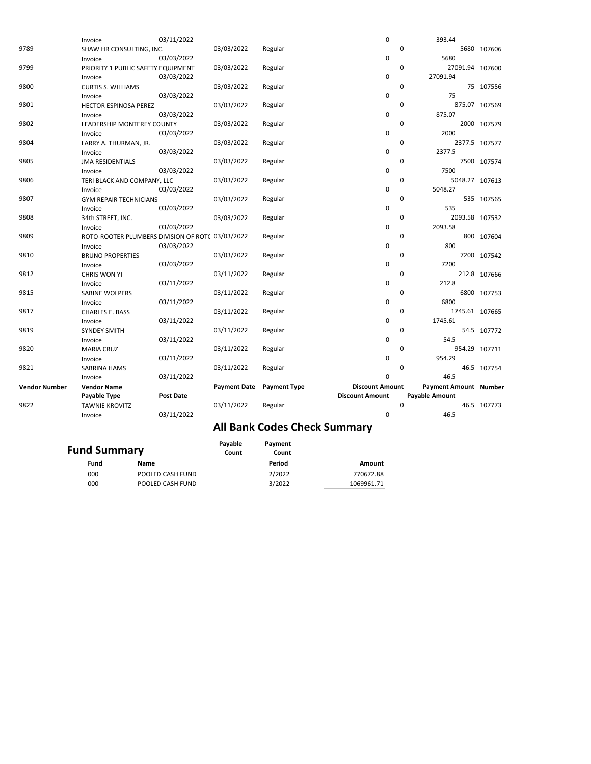| Vendor Number | Vendor Name | | Payment Date | Payment Type | Discount Amount | Payment Amount | Number |
|---|---|---|---|---|---|---|---|
| | Payable Type | Post Date | | | Discount Amount | Payable Amount | |
| | Invoice | 03/11/2022 | | | 0 | 393.44 | |
| 9789 | SHAW HR CONSULTING, INC. | | 03/03/2022 | Regular | 0 | 5680 | 107606 |
| | Invoice | 03/03/2022 | | | 0 | 5680 | |
| 9799 | PRIORITY 1 PUBLIC SAFETY EQUIPMENT | | 03/03/2022 | Regular | 0 | 27091.94 | 107600 |
| | Invoice | 03/03/2022 | | | 0 | 27091.94 | |
| 9800 | CURTIS S. WILLIAMS | | 03/03/2022 | Regular | 0 | 75 | 107556 |
| | Invoice | 03/03/2022 | | | 0 | 75 | |
| 9801 | HECTOR ESPINOSA PEREZ | | 03/03/2022 | Regular | 0 | 875.07 | 107569 |
| | Invoice | 03/03/2022 | | | 0 | 875.07 | |
| 9802 | LEADERSHIP MONTEREY COUNTY | | 03/03/2022 | Regular | 0 | 2000 | 107579 |
| | Invoice | 03/03/2022 | | | 0 | 2000 | |
| 9804 | LARRY A. THURMAN, JR. | | 03/03/2022 | Regular | 0 | 2377.5 | 107577 |
| | Invoice | 03/03/2022 | | | 0 | 2377.5 | |
| 9805 | JMA RESIDENTIALS | | 03/03/2022 | Regular | 0 | 7500 | 107574 |
| | Invoice | 03/03/2022 | | | 0 | 7500 | |
| 9806 | TERI BLACK AND COMPANY, LLC | | 03/03/2022 | Regular | 0 | 5048.27 | 107613 |
| | Invoice | 03/03/2022 | | | 0 | 5048.27 | |
| 9807 | GYM REPAIR TECHNICIANS | | 03/03/2022 | Regular | 0 | 535 | 107565 |
| | Invoice | 03/03/2022 | | | 0 | 535 | |
| 9808 | 34th STREET, INC. | | 03/03/2022 | Regular | 0 | 2093.58 | 107532 |
| | Invoice | 03/03/2022 | | | 0 | 2093.58 | |
| 9809 | ROTO-ROOTER PLUMBERS DIVISION OF ROTC | | 03/03/2022 | Regular | 0 | 800 | 107604 |
| | Invoice | 03/03/2022 | | | 0 | 800 | |
| 9810 | BRUNO PROPERTIES | | 03/03/2022 | Regular | 0 | 7200 | 107542 |
| | Invoice | 03/03/2022 | | | 0 | 7200 | |
| 9812 | CHRIS WON YI | | 03/11/2022 | Regular | 0 | 212.8 | 107666 |
| | Invoice | 03/11/2022 | | | 0 | 212.8 | |
| 9815 | SABINE WOLPERS | | 03/11/2022 | Regular | 0 | 6800 | 107753 |
| | Invoice | 03/11/2022 | | | 0 | 6800 | |
| 9817 | CHARLES E. BASS | | 03/11/2022 | Regular | 0 | 1745.61 | 107665 |
| | Invoice | 03/11/2022 | | | 0 | 1745.61 | |
| 9819 | SYNDEY SMITH | | 03/11/2022 | Regular | 0 | 54.5 | 107772 |
| | Invoice | 03/11/2022 | | | 0 | 54.5 | |
| 9820 | MARIA CRUZ | | 03/11/2022 | Regular | 0 | 954.29 | 107711 |
| | Invoice | 03/11/2022 | | | 0 | 954.29 | |
| 9821 | SABRINA HAMS | | 03/11/2022 | Regular | 0 | 46.5 | 107754 |
| | Invoice | 03/11/2022 | | | 0 | 46.5 | |
| 9822 | TAWNIE KROVITZ | | 03/11/2022 | Regular | 0 | 46.5 | 107773 |
| | Invoice | 03/11/2022 | | | 0 | 46.5 | |

## All Bank Codes Check Summary

| Payable Count | Payment Count |
|---|---|
| | |

### Fund Summary

| Fund | Name | Period | Amount |
|---|---|---|---|
| 000 | POOLED CASH FUND | 2/2022 | 770672.88 |
| 000 | POOLED CASH FUND | 3/2022 | 1069961.71 |